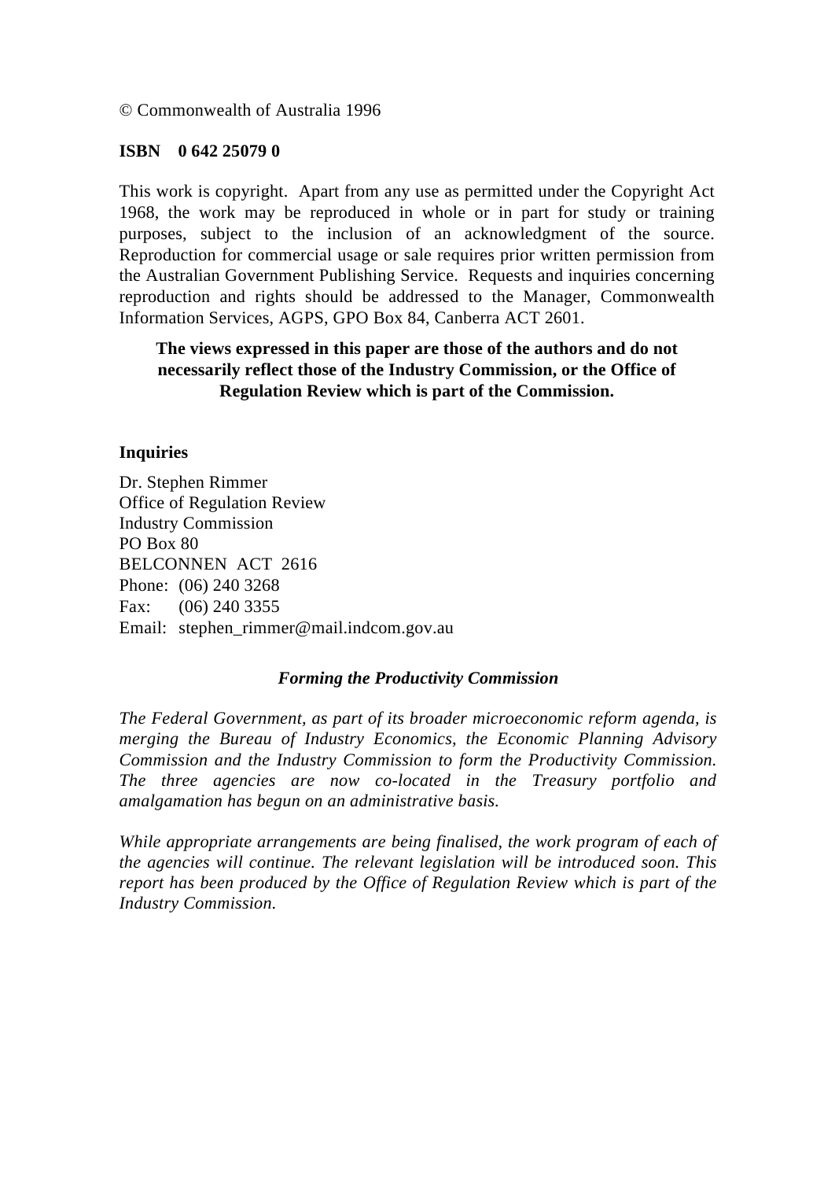© Commonwealth of Australia 1996

**ISBN 0 642 25079 0**

This work is copyright. Apart from any use as permitted under the Copyright Act 1968, the work may be reproduced in whole or in part for study or training purposes, subject to the inclusion of an acknowledgment of the source. Reproduction for commercial usage or sale requires prior written permission from the Australian Government Publishing Service. Requests and inquiries concerning reproduction and rights should be addressed to the Manager, Commonwealth Information Services, AGPS, GPO Box 84, Canberra ACT 2601.

**The views expressed in this paper are those of the authors and do not necessarily reflect those of the Industry Commission, or the Office of Regulation Review which is part of the Commission.**

**Inquiries**

Dr. Stephen Rimmer
Office of Regulation Review
Industry Commission
PO Box 80
BELCONNEN ACT 2616
Phone: (06) 240 3268
Fax: (06) 240 3355
Email: stephen_rimmer@mail.indcom.gov.au

***Forming the Productivity Commission***

*The Federal Government, as part of its broader microeconomic reform agenda, is merging the Bureau of Industry Economics, the Economic Planning Advisory Commission and the Industry Commission to form the Productivity Commission. The three agencies are now co-located in the Treasury portfolio and amalgamation has begun on an administrative basis.*

*While appropriate arrangements are being finalised, the work program of each of the agencies will continue. The relevant legislation will be introduced soon. This report has been produced by the Office of Regulation Review which is part of the Industry Commission.*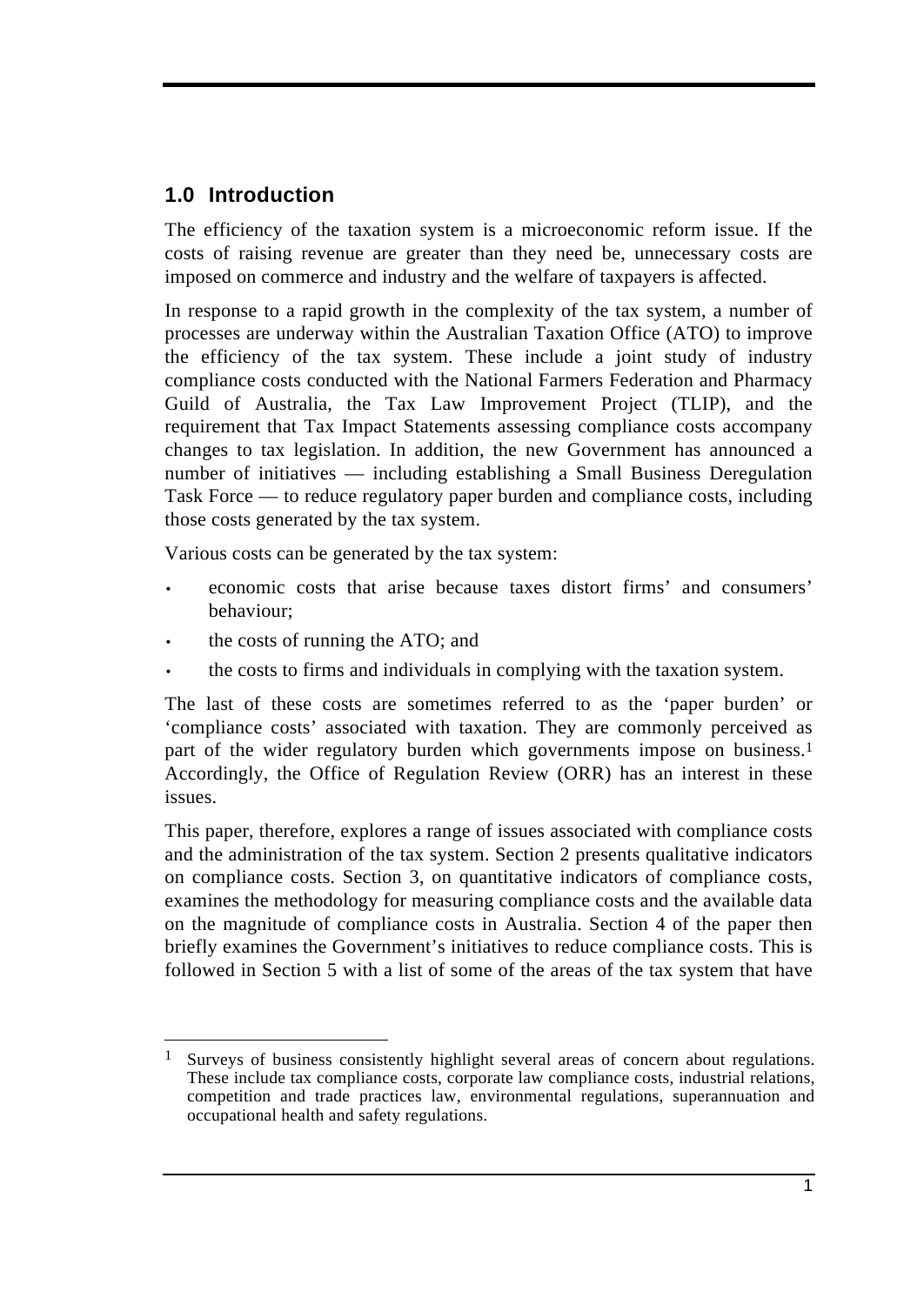## 1.0 Introduction

The efficiency of the taxation system is a microeconomic reform issue. If the costs of raising revenue are greater than they need be, unnecessary costs are imposed on commerce and industry and the welfare of taxpayers is affected.

In response to a rapid growth in the complexity of the tax system, a number of processes are underway within the Australian Taxation Office (ATO) to improve the efficiency of the tax system. These include a joint study of industry compliance costs conducted with the National Farmers Federation and Pharmacy Guild of Australia, the Tax Law Improvement Project (TLIP), and the requirement that Tax Impact Statements assessing compliance costs accompany changes to tax legislation. In addition, the new Government has announced a number of initiatives — including establishing a Small Business Deregulation Task Force — to reduce regulatory paper burden and compliance costs, including those costs generated by the tax system.

Various costs can be generated by the tax system:

- economic costs that arise because taxes distort firms' and consumers' behaviour;
- the costs of running the ATO; and
- the costs to firms and individuals in complying with the taxation system.

The last of these costs are sometimes referred to as the 'paper burden' or 'compliance costs' associated with taxation. They are commonly perceived as part of the wider regulatory burden which governments impose on business.[1] Accordingly, the Office of Regulation Review (ORR) has an interest in these issues.

This paper, therefore, explores a range of issues associated with compliance costs and the administration of the tax system. Section 2 presents qualitative indicators on compliance costs. Section 3, on quantitative indicators of compliance costs, examines the methodology for measuring compliance costs and the available data on the magnitude of compliance costs in Australia. Section 4 of the paper then briefly examines the Government's initiatives to reduce compliance costs. This is followed in Section 5 with a list of some of the areas of the tax system that have

---

[1] Surveys of business consistently highlight several areas of concern about regulations. These include tax compliance costs, corporate law compliance costs, industrial relations, competition and trade practices law, environmental regulations, superannuation and occupational health and safety regulations.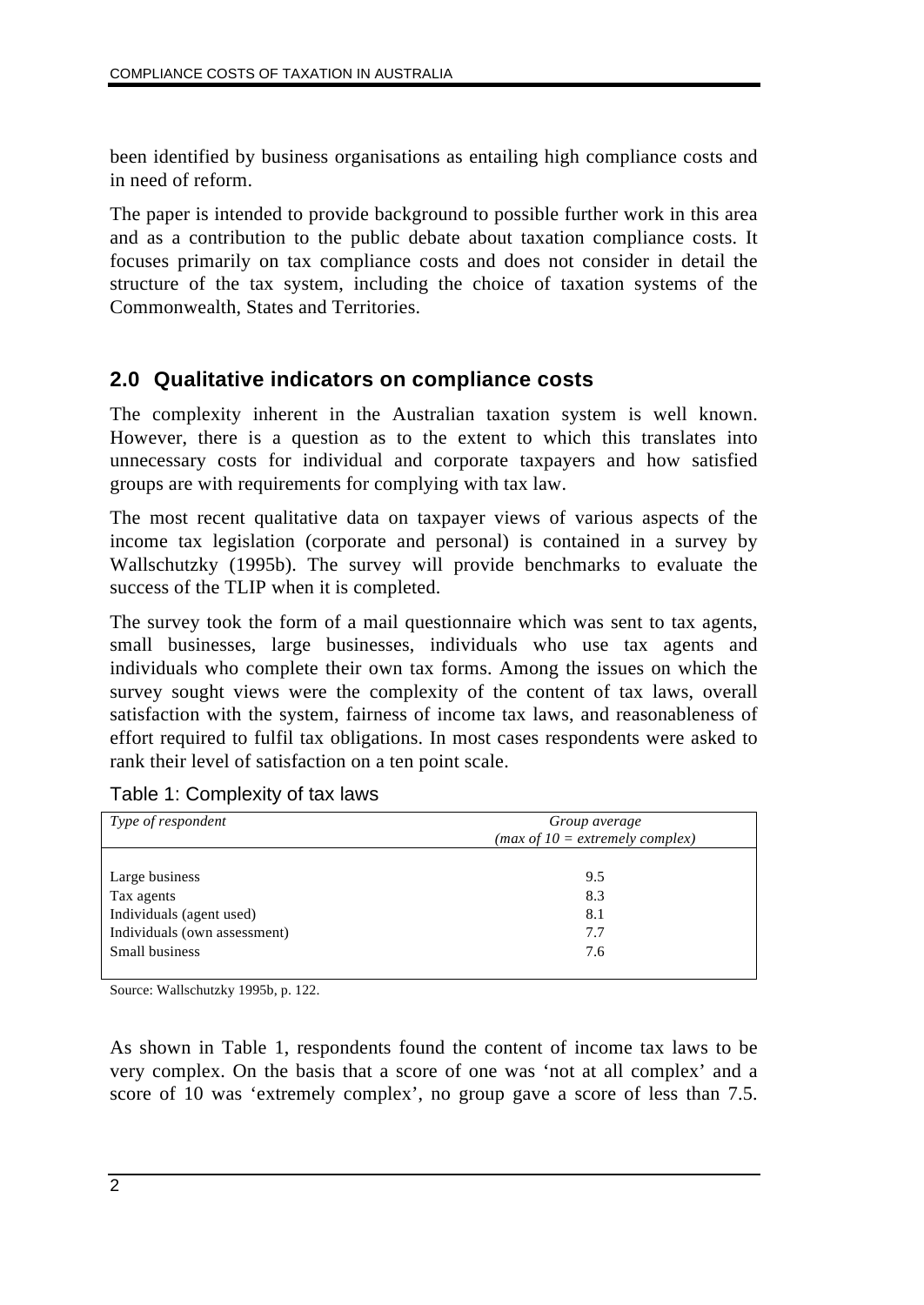been identified by business organisations as entailing high compliance costs and in need of reform.

The paper is intended to provide background to possible further work in this area and as a contribution to the public debate about taxation compliance costs. It focuses primarily on tax compliance costs and does not consider in detail the structure of the tax system, including the choice of taxation systems of the Commonwealth, States and Territories.

## 2.0 Qualitative indicators on compliance costs

The complexity inherent in the Australian taxation system is well known. However, there is a question as to the extent to which this translates into unnecessary costs for individual and corporate taxpayers and how satisfied groups are with requirements for complying with tax law.

The most recent qualitative data on taxpayer views of various aspects of the income tax legislation (corporate and personal) is contained in a survey by Wallschutzky (1995b). The survey will provide benchmarks to evaluate the success of the TLIP when it is completed.

The survey took the form of a mail questionnaire which was sent to tax agents, small businesses, large businesses, individuals who use tax agents and individuals who complete their own tax forms. Among the issues on which the survey sought views were the complexity of the content of tax laws, overall satisfaction with the system, fairness of income tax laws, and reasonableness of effort required to fulfil tax obligations. In most cases respondents were asked to rank their level of satisfaction on a ten point scale.

Table 1: Complexity of tax laws

| *Type of respondent* | *Group average (max of 10 = extremely complex)* |
|---|---|
| Large business | 9.5 |
| Tax agents | 8.3 |
| Individuals (agent used) | 8.1 |
| Individuals (own assessment) | 7.7 |
| Small business | 7.6 |

Source: Wallschutzky 1995b, p. 122.

As shown in Table 1, respondents found the content of income tax laws to be very complex. On the basis that a score of one was 'not at all complex' and a score of 10 was 'extremely complex', no group gave a score of less than 7.5.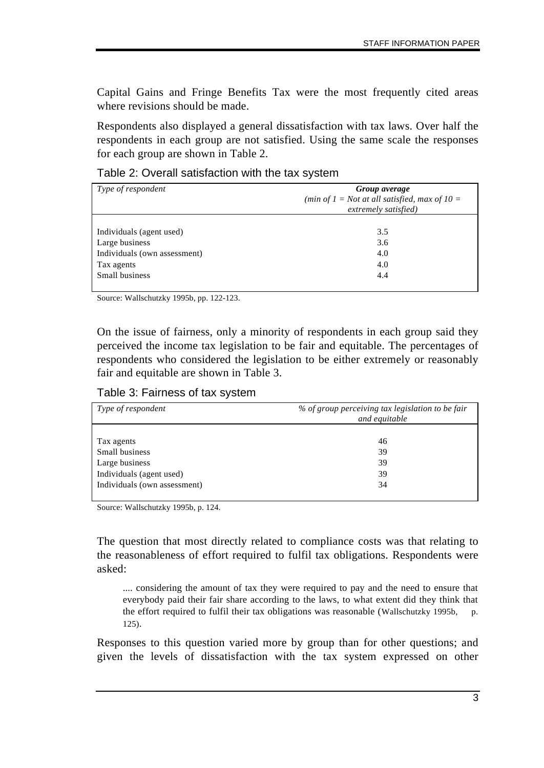Capital Gains and Fringe Benefits Tax were the most frequently cited areas where revisions should be made.

Respondents also displayed a general dissatisfaction with tax laws. Over half the respondents in each group are not satisfied. Using the same scale the responses for each group are shown in Table 2.

Table 2: Overall satisfaction with the tax system

| *Type of respondent* | ***Group average*** *(min of 1 = Not at all satisfied, max of 10 = extremely satisfied)* |
|---|---|
| Individuals (agent used) | 3.5 |
| Large business | 3.6 |
| Individuals (own assessment) | 4.0 |
| Tax agents | 4.0 |
| Small business | 4.4 |

Source: Wallschutzky 1995b, pp. 122-123.

On the issue of fairness, only a minority of respondents in each group said they perceived the income tax legislation to be fair and equitable. The percentages of respondents who considered the legislation to be either extremely or reasonably fair and equitable are shown in Table 3.

Table 3: Fairness of tax system

| *Type of respondent* | *% of group perceiving tax legislation to be fair and equitable* |
|---|---|
| Tax agents | 46 |
| Small business | 39 |
| Large business | 39 |
| Individuals (agent used) | 39 |
| Individuals (own assessment) | 34 |

Source: Wallschutzky 1995b, p. 124.

The question that most directly related to compliance costs was that relating to the reasonableness of effort required to fulfil tax obligations. Respondents were asked:

> .... considering the amount of tax they were required to pay and the need to ensure that everybody paid their fair share according to the laws, to what extent did they think that the effort required to fulfil their tax obligations was reasonable (Wallschutzky 1995b, p. 125).

Responses to this question varied more by group than for other questions; and given the levels of dissatisfaction with the tax system expressed on other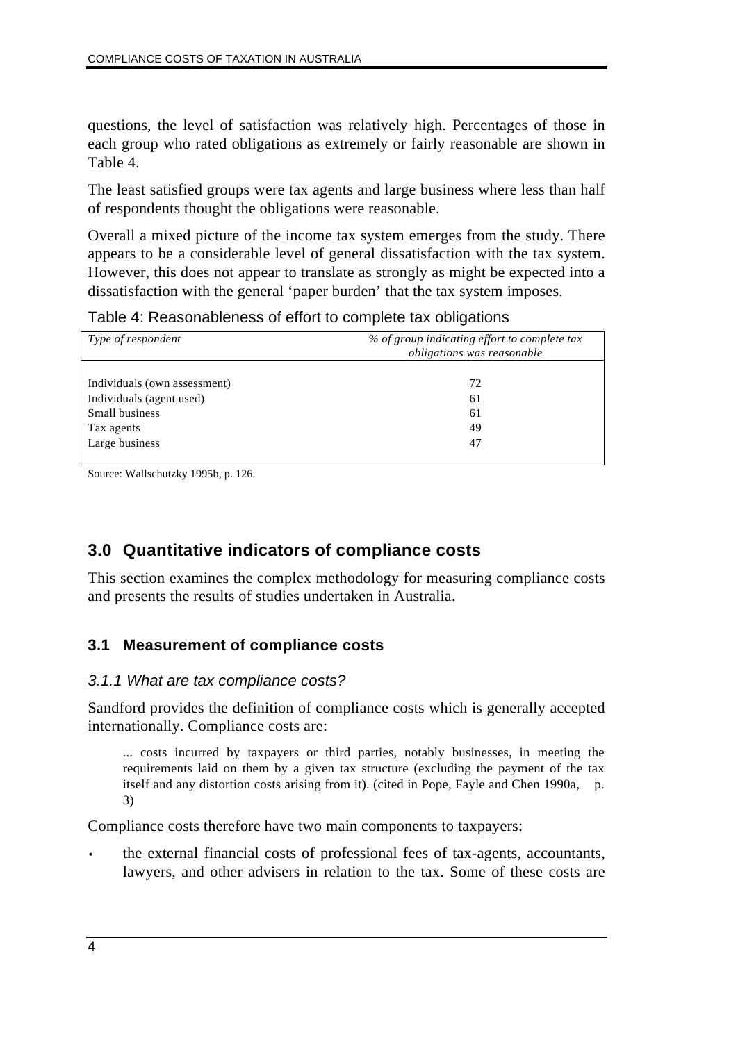questions, the level of satisfaction was relatively high. Percentages of those in each group who rated obligations as extremely or fairly reasonable are shown in Table 4.

The least satisfied groups were tax agents and large business where less than half of respondents thought the obligations were reasonable.

Overall a mixed picture of the income tax system emerges from the study. There appears to be a considerable level of general dissatisfaction with the tax system. However, this does not appear to translate as strongly as might be expected into a dissatisfaction with the general 'paper burden' that the tax system imposes.

Table 4: Reasonableness of effort to complete tax obligations

| *Type of respondent* | *% of group indicating effort to complete tax obligations was reasonable* |
|---|---|
| Individuals (own assessment) | 72 |
| Individuals (agent used) | 61 |
| Small business | 61 |
| Tax agents | 49 |
| Large business | 47 |

Source: Wallschutzky 1995b, p. 126.

## 3.0 Quantitative indicators of compliance costs

This section examines the complex methodology for measuring compliance costs and presents the results of studies undertaken in Australia.

### 3.1 Measurement of compliance costs

#### *3.1.1 What are tax compliance costs?*

Sandford provides the definition of compliance costs which is generally accepted internationally. Compliance costs are:

> ... costs incurred by taxpayers or third parties, notably businesses, in meeting the requirements laid on them by a given tax structure (excluding the payment of the tax itself and any distortion costs arising from it). (cited in Pope, Fayle and Chen 1990a, p. 3)

Compliance costs therefore have two main components to taxpayers:

- the external financial costs of professional fees of tax-agents, accountants, lawyers, and other advisers in relation to the tax. Some of these costs are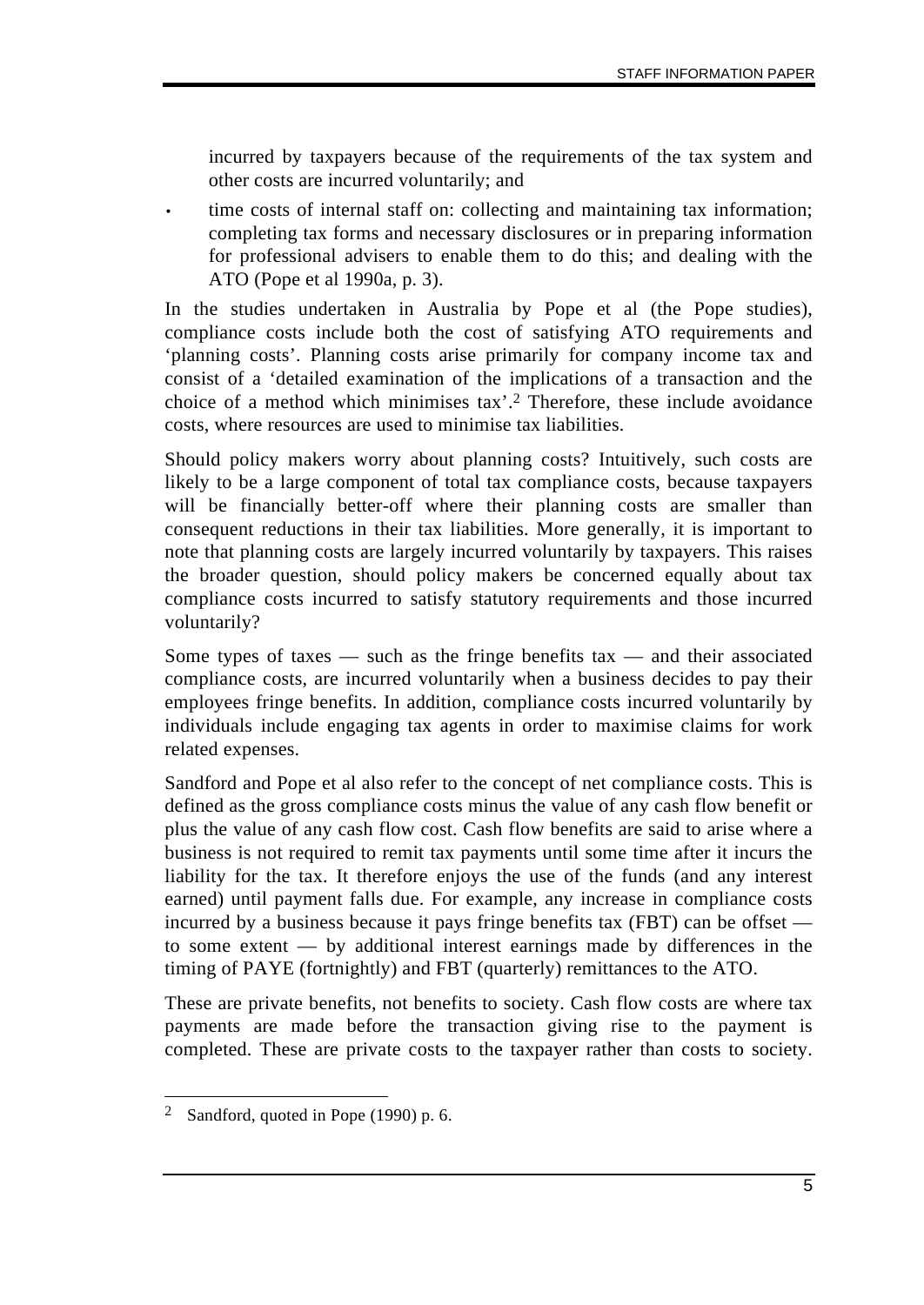incurred by taxpayers because of the requirements of the tax system and other costs are incurred voluntarily; and

- time costs of internal staff on: collecting and maintaining tax information; completing tax forms and necessary disclosures or in preparing information for professional advisers to enable them to do this; and dealing with the ATO (Pope et al 1990a, p. 3).

In the studies undertaken in Australia by Pope et al (the Pope studies), compliance costs include both the cost of satisfying ATO requirements and 'planning costs'. Planning costs arise primarily for company income tax and consist of a 'detailed examination of the implications of a transaction and the choice of a method which minimises tax'.[2] Therefore, these include avoidance costs, where resources are used to minimise tax liabilities.

Should policy makers worry about planning costs? Intuitively, such costs are likely to be a large component of total tax compliance costs, because taxpayers will be financially better-off where their planning costs are smaller than consequent reductions in their tax liabilities. More generally, it is important to note that planning costs are largely incurred voluntarily by taxpayers. This raises the broader question, should policy makers be concerned equally about tax compliance costs incurred to satisfy statutory requirements and those incurred voluntarily?

Some types of taxes — such as the fringe benefits tax — and their associated compliance costs, are incurred voluntarily when a business decides to pay their employees fringe benefits. In addition, compliance costs incurred voluntarily by individuals include engaging tax agents in order to maximise claims for work related expenses.

Sandford and Pope et al also refer to the concept of net compliance costs. This is defined as the gross compliance costs minus the value of any cash flow benefit or plus the value of any cash flow cost. Cash flow benefits are said to arise where a business is not required to remit tax payments until some time after it incurs the liability for the tax. It therefore enjoys the use of the funds (and any interest earned) until payment falls due. For example, any increase in compliance costs incurred by a business because it pays fringe benefits tax (FBT) can be offset — to some extent — by additional interest earnings made by differences in the timing of PAYE (fortnightly) and FBT (quarterly) remittances to the ATO.

These are private benefits, not benefits to society. Cash flow costs are where tax payments are made before the transaction giving rise to the payment is completed. These are private costs to the taxpayer rather than costs to society.

[2] Sandford, quoted in Pope (1990) p. 6.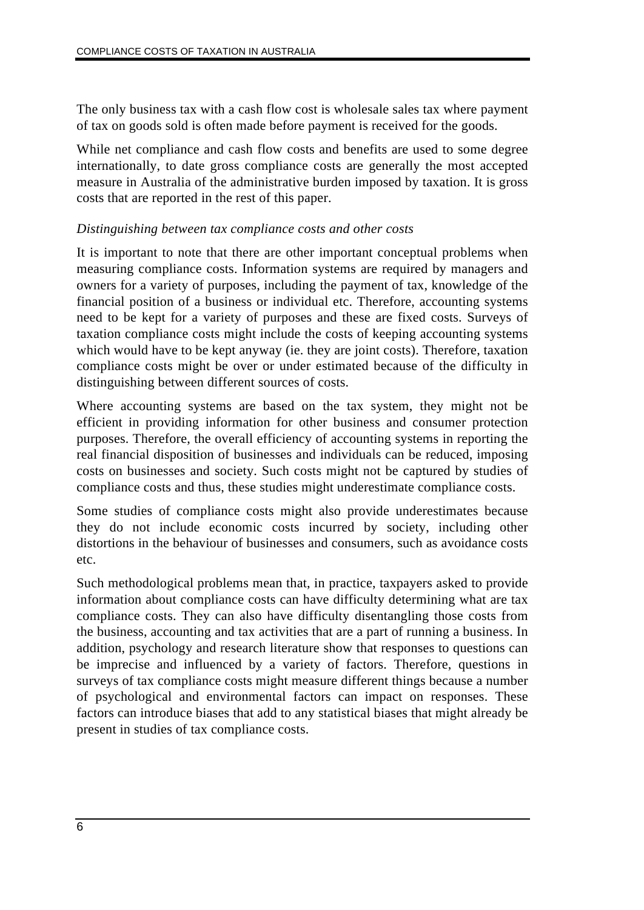The only business tax with a cash flow cost is wholesale sales tax where payment of tax on goods sold is often made before payment is received for the goods.

While net compliance and cash flow costs and benefits are used to some degree internationally, to date gross compliance costs are generally the most accepted measure in Australia of the administrative burden imposed by taxation. It is gross costs that are reported in the rest of this paper.

*Distinguishing between tax compliance costs and other costs*

It is important to note that there are other important conceptual problems when measuring compliance costs. Information systems are required by managers and owners for a variety of purposes, including the payment of tax, knowledge of the financial position of a business or individual etc. Therefore, accounting systems need to be kept for a variety of purposes and these are fixed costs. Surveys of taxation compliance costs might include the costs of keeping accounting systems which would have to be kept anyway (ie. they are joint costs). Therefore, taxation compliance costs might be over or under estimated because of the difficulty in distinguishing between different sources of costs.

Where accounting systems are based on the tax system, they might not be efficient in providing information for other business and consumer protection purposes. Therefore, the overall efficiency of accounting systems in reporting the real financial disposition of businesses and individuals can be reduced, imposing costs on businesses and society. Such costs might not be captured by studies of compliance costs and thus, these studies might underestimate compliance costs.

Some studies of compliance costs might also provide underestimates because they do not include economic costs incurred by society, including other distortions in the behaviour of businesses and consumers, such as avoidance costs etc.

Such methodological problems mean that, in practice, taxpayers asked to provide information about compliance costs can have difficulty determining what are tax compliance costs. They can also have difficulty disentangling those costs from the business, accounting and tax activities that are a part of running a business. In addition, psychology and research literature show that responses to questions can be imprecise and influenced by a variety of factors. Therefore, questions in surveys of tax compliance costs might measure different things because a number of psychological and environmental factors can impact on responses. These factors can introduce biases that add to any statistical biases that might already be present in studies of tax compliance costs.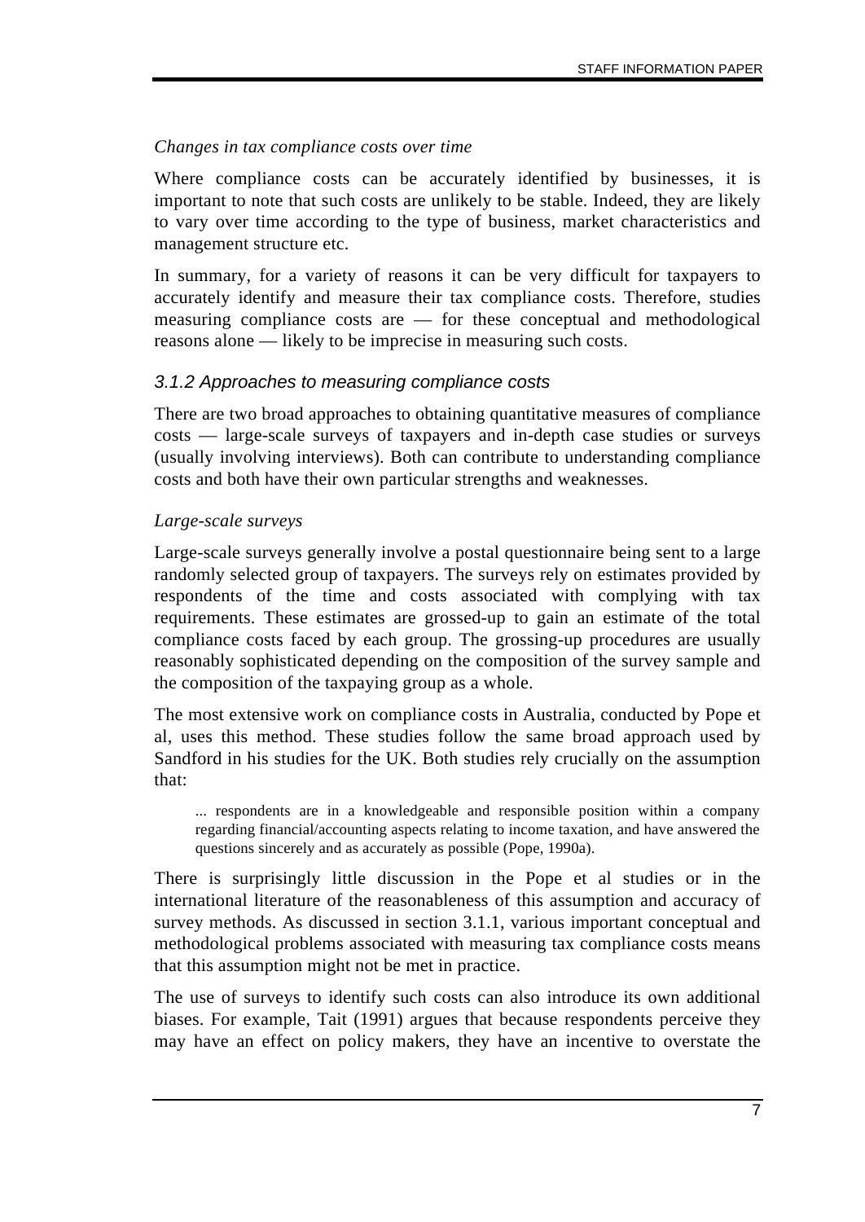*Changes in tax compliance costs over time*

Where compliance costs can be accurately identified by businesses, it is important to note that such costs are unlikely to be stable. Indeed, they are likely to vary over time according to the type of business, market characteristics and management structure etc.

In summary, for a variety of reasons it can be very difficult for taxpayers to accurately identify and measure their tax compliance costs. Therefore, studies measuring compliance costs are — for these conceptual and methodological reasons alone — likely to be imprecise in measuring such costs.

### 3.1.2 Approaches to measuring compliance costs

There are two broad approaches to obtaining quantitative measures of compliance costs — large-scale surveys of taxpayers and in-depth case studies or surveys (usually involving interviews). Both can contribute to understanding compliance costs and both have their own particular strengths and weaknesses.

*Large-scale surveys*

Large-scale surveys generally involve a postal questionnaire being sent to a large randomly selected group of taxpayers. The surveys rely on estimates provided by respondents of the time and costs associated with complying with tax requirements. These estimates are grossed-up to gain an estimate of the total compliance costs faced by each group. The grossing-up procedures are usually reasonably sophisticated depending on the composition of the survey sample and the composition of the taxpaying group as a whole.

The most extensive work on compliance costs in Australia, conducted by Pope et al, uses this method. These studies follow the same broad approach used by Sandford in his studies for the UK. Both studies rely crucially on the assumption that:

> ... respondents are in a knowledgeable and responsible position within a company regarding financial/accounting aspects relating to income taxation, and have answered the questions sincerely and as accurately as possible (Pope, 1990a).

There is surprisingly little discussion in the Pope et al studies or in the international literature of the reasonableness of this assumption and accuracy of survey methods. As discussed in section 3.1.1, various important conceptual and methodological problems associated with measuring tax compliance costs means that this assumption might not be met in practice.

The use of surveys to identify such costs can also introduce its own additional biases. For example, Tait (1991) argues that because respondents perceive they may have an effect on policy makers, they have an incentive to overstate the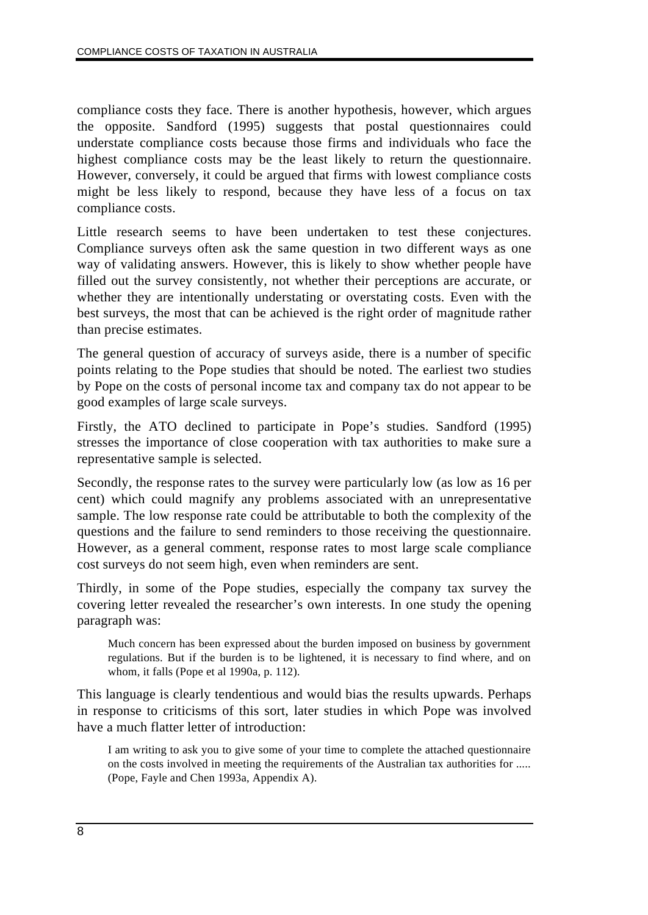compliance costs they face. There is another hypothesis, however, which argues the opposite. Sandford (1995) suggests that postal questionnaires could understate compliance costs because those firms and individuals who face the highest compliance costs may be the least likely to return the questionnaire. However, conversely, it could be argued that firms with lowest compliance costs might be less likely to respond, because they have less of a focus on tax compliance costs.

Little research seems to have been undertaken to test these conjectures. Compliance surveys often ask the same question in two different ways as one way of validating answers. However, this is likely to show whether people have filled out the survey consistently, not whether their perceptions are accurate, or whether they are intentionally understating or overstating costs. Even with the best surveys, the most that can be achieved is the right order of magnitude rather than precise estimates.

The general question of accuracy of surveys aside, there is a number of specific points relating to the Pope studies that should be noted. The earliest two studies by Pope on the costs of personal income tax and company tax do not appear to be good examples of large scale surveys.

Firstly, the ATO declined to participate in Pope's studies. Sandford (1995) stresses the importance of close cooperation with tax authorities to make sure a representative sample is selected.

Secondly, the response rates to the survey were particularly low (as low as 16 per cent) which could magnify any problems associated with an unrepresentative sample. The low response rate could be attributable to both the complexity of the questions and the failure to send reminders to those receiving the questionnaire. However, as a general comment, response rates to most large scale compliance cost surveys do not seem high, even when reminders are sent.

Thirdly, in some of the Pope studies, especially the company tax survey the covering letter revealed the researcher's own interests. In one study the opening paragraph was:

> Much concern has been expressed about the burden imposed on business by government regulations. But if the burden is to be lightened, it is necessary to find where, and on whom, it falls (Pope et al 1990a, p. 112).

This language is clearly tendentious and would bias the results upwards. Perhaps in response to criticisms of this sort, later studies in which Pope was involved have a much flatter letter of introduction:

> I am writing to ask you to give some of your time to complete the attached questionnaire on the costs involved in meeting the requirements of the Australian tax authorities for ..... (Pope, Fayle and Chen 1993a, Appendix A).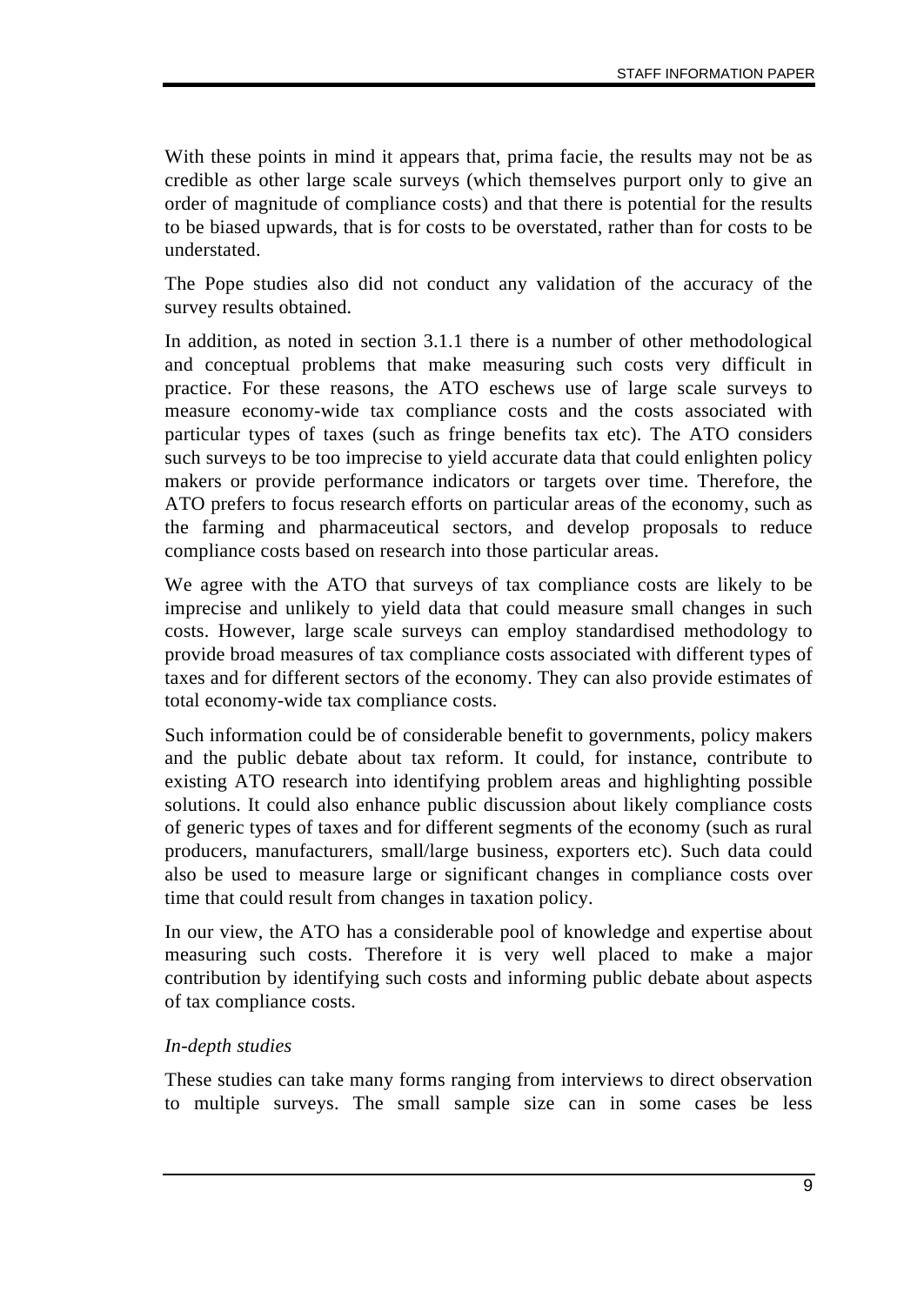With these points in mind it appears that, prima facie, the results may not be as credible as other large scale surveys (which themselves purport only to give an order of magnitude of compliance costs) and that there is potential for the results to be biased upwards, that is for costs to be overstated, rather than for costs to be understated.

The Pope studies also did not conduct any validation of the accuracy of the survey results obtained.

In addition, as noted in section 3.1.1 there is a number of other methodological and conceptual problems that make measuring such costs very difficult in practice. For these reasons, the ATO eschews use of large scale surveys to measure economy-wide tax compliance costs and the costs associated with particular types of taxes (such as fringe benefits tax etc). The ATO considers such surveys to be too imprecise to yield accurate data that could enlighten policy makers or provide performance indicators or targets over time. Therefore, the ATO prefers to focus research efforts on particular areas of the economy, such as the farming and pharmaceutical sectors, and develop proposals to reduce compliance costs based on research into those particular areas.

We agree with the ATO that surveys of tax compliance costs are likely to be imprecise and unlikely to yield data that could measure small changes in such costs. However, large scale surveys can employ standardised methodology to provide broad measures of tax compliance costs associated with different types of taxes and for different sectors of the economy. They can also provide estimates of total economy-wide tax compliance costs.

Such information could be of considerable benefit to governments, policy makers and the public debate about tax reform. It could, for instance, contribute to existing ATO research into identifying problem areas and highlighting possible solutions. It could also enhance public discussion about likely compliance costs of generic types of taxes and for different segments of the economy (such as rural producers, manufacturers, small/large business, exporters etc). Such data could also be used to measure large or significant changes in compliance costs over time that could result from changes in taxation policy.

In our view, the ATO has a considerable pool of knowledge and expertise about measuring such costs. Therefore it is very well placed to make a major contribution by identifying such costs and informing public debate about aspects of tax compliance costs.

*In-depth studies*

These studies can take many forms ranging from interviews to direct observation to multiple surveys. The small sample size can in some cases be less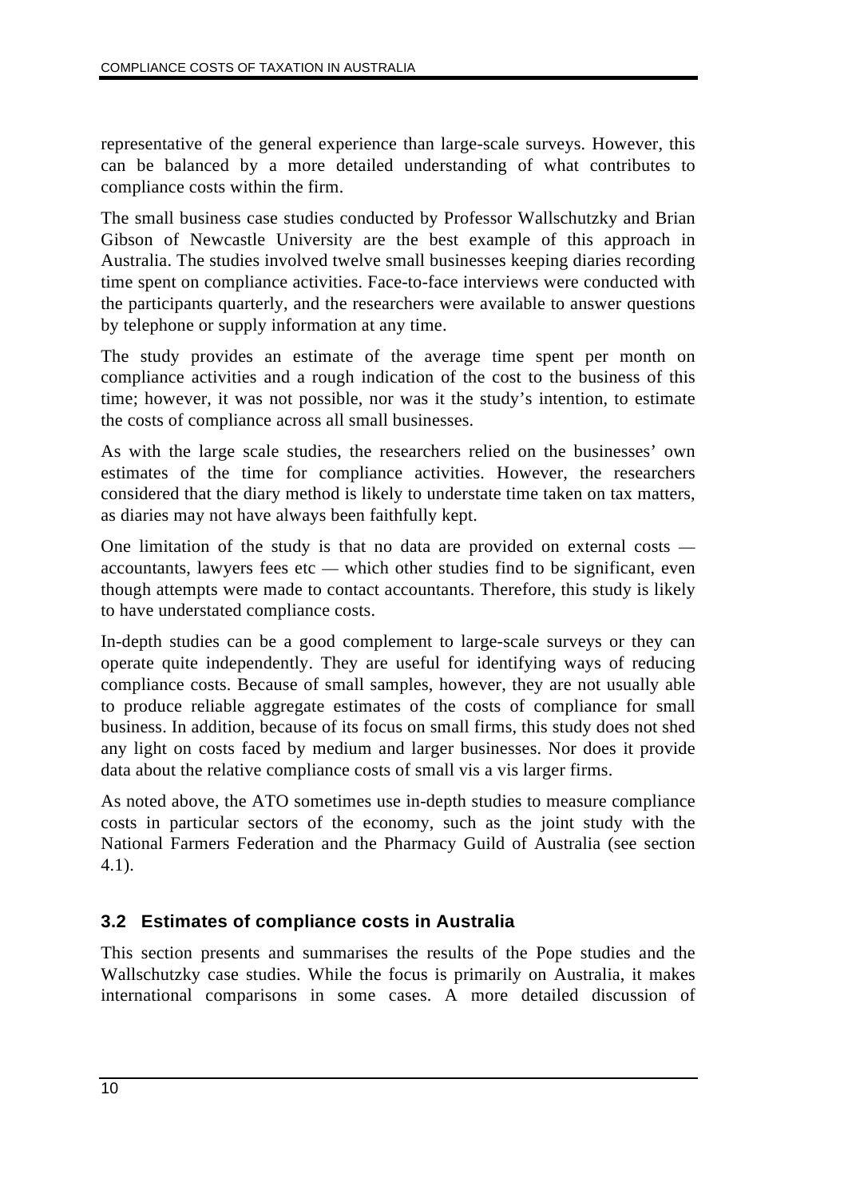representative of the general experience than large-scale surveys. However, this can be balanced by a more detailed understanding of what contributes to compliance costs within the firm.

The small business case studies conducted by Professor Wallschutzky and Brian Gibson of Newcastle University are the best example of this approach in Australia. The studies involved twelve small businesses keeping diaries recording time spent on compliance activities. Face-to-face interviews were conducted with the participants quarterly, and the researchers were available to answer questions by telephone or supply information at any time.

The study provides an estimate of the average time spent per month on compliance activities and a rough indication of the cost to the business of this time; however, it was not possible, nor was it the study's intention, to estimate the costs of compliance across all small businesses.

As with the large scale studies, the researchers relied on the businesses' own estimates of the time for compliance activities. However, the researchers considered that the diary method is likely to understate time taken on tax matters, as diaries may not have always been faithfully kept.

One limitation of the study is that no data are provided on external costs — accountants, lawyers fees etc — which other studies find to be significant, even though attempts were made to contact accountants. Therefore, this study is likely to have understated compliance costs.

In-depth studies can be a good complement to large-scale surveys or they can operate quite independently. They are useful for identifying ways of reducing compliance costs. Because of small samples, however, they are not usually able to produce reliable aggregate estimates of the costs of compliance for small business. In addition, because of its focus on small firms, this study does not shed any light on costs faced by medium and larger businesses. Nor does it provide data about the relative compliance costs of small vis a vis larger firms.

As noted above, the ATO sometimes use in-depth studies to measure compliance costs in particular sectors of the economy, such as the joint study with the National Farmers Federation and the Pharmacy Guild of Australia (see section 4.1).

### 3.2 Estimates of compliance costs in Australia

This section presents and summarises the results of the Pope studies and the Wallschutzky case studies. While the focus is primarily on Australia, it makes international comparisons in some cases. A more detailed discussion of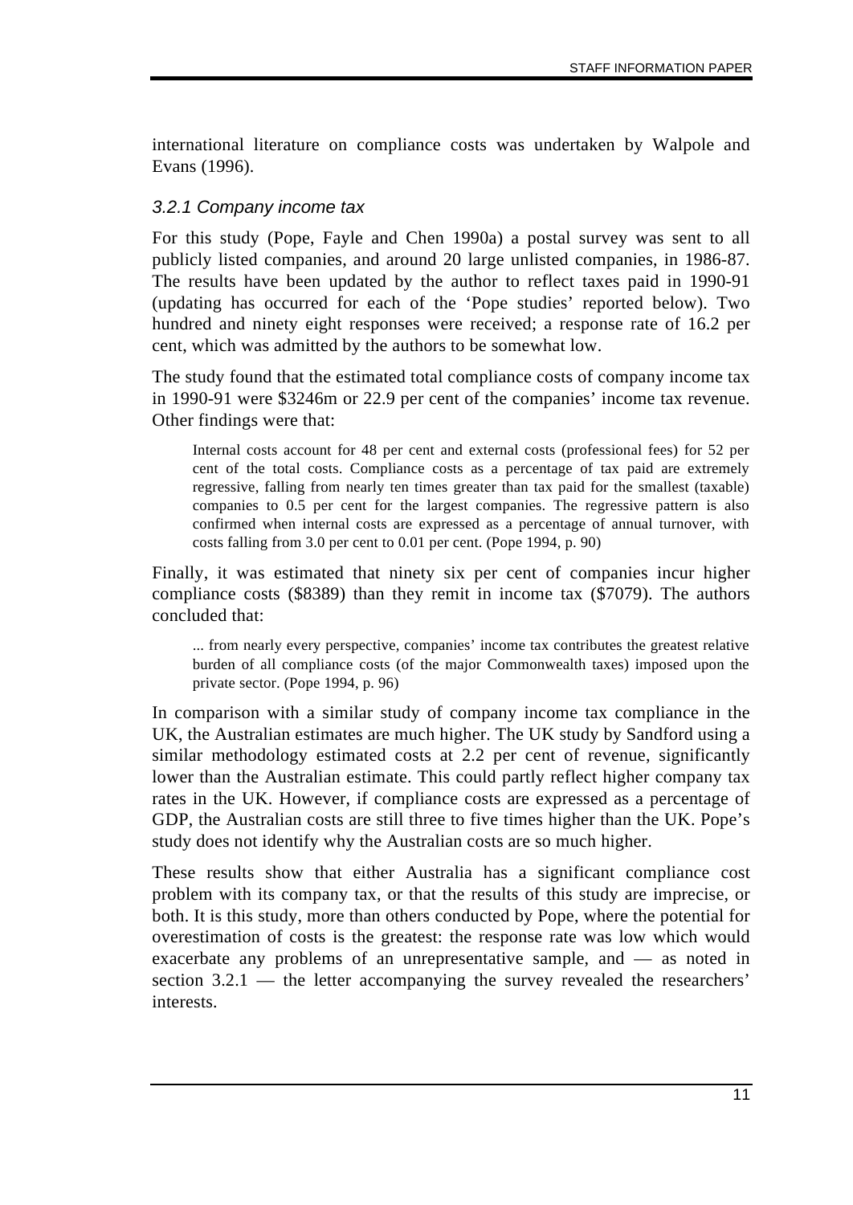international literature on compliance costs was undertaken by Walpole and Evans (1996).

### *3.2.1 Company income tax*

For this study (Pope, Fayle and Chen 1990a) a postal survey was sent to all publicly listed companies, and around 20 large unlisted companies, in 1986-87. The results have been updated by the author to reflect taxes paid in 1990-91 (updating has occurred for each of the 'Pope studies' reported below). Two hundred and ninety eight responses were received; a response rate of 16.2 per cent, which was admitted by the authors to be somewhat low.

The study found that the estimated total compliance costs of company income tax in 1990-91 were $3246m or 22.9 per cent of the companies' income tax revenue. Other findings were that:

> Internal costs account for 48 per cent and external costs (professional fees) for 52 per cent of the total costs. Compliance costs as a percentage of tax paid are extremely regressive, falling from nearly ten times greater than tax paid for the smallest (taxable) companies to 0.5 per cent for the largest companies. The regressive pattern is also confirmed when internal costs are expressed as a percentage of annual turnover, with costs falling from 3.0 per cent to 0.01 per cent. (Pope 1994, p. 90)

Finally, it was estimated that ninety six per cent of companies incur higher compliance costs ($8389) than they remit in income tax ($7079). The authors concluded that:

> ... from nearly every perspective, companies' income tax contributes the greatest relative burden of all compliance costs (of the major Commonwealth taxes) imposed upon the private sector. (Pope 1994, p. 96)

In comparison with a similar study of company income tax compliance in the UK, the Australian estimates are much higher. The UK study by Sandford using a similar methodology estimated costs at 2.2 per cent of revenue, significantly lower than the Australian estimate. This could partly reflect higher company tax rates in the UK. However, if compliance costs are expressed as a percentage of GDP, the Australian costs are still three to five times higher than the UK. Pope's study does not identify why the Australian costs are so much higher.

These results show that either Australia has a significant compliance cost problem with its company tax, or that the results of this study are imprecise, or both. It is this study, more than others conducted by Pope, where the potential for overestimation of costs is the greatest: the response rate was low which would exacerbate any problems of an unrepresentative sample, and — as noted in section 3.2.1 — the letter accompanying the survey revealed the researchers' interests.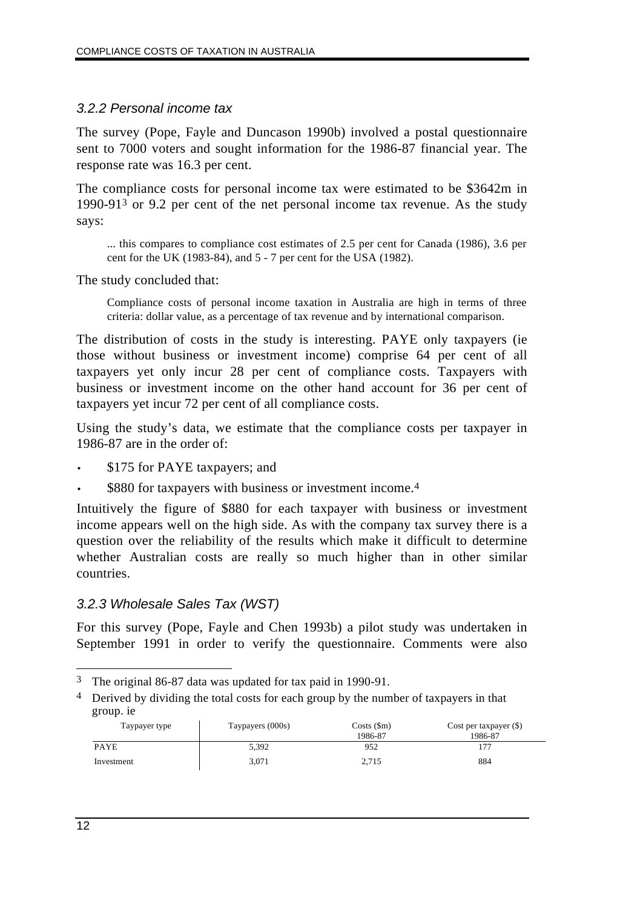### *3.2.2 Personal income tax*

The survey (Pope, Fayle and Duncason 1990b) involved a postal questionnaire sent to 7000 voters and sought information for the 1986-87 financial year. The response rate was 16.3 per cent.

The compliance costs for personal income tax were estimated to be $3642m in 1990-91[3] or 9.2 per cent of the net personal income tax revenue. As the study says:

> ... this compares to compliance cost estimates of 2.5 per cent for Canada (1986), 3.6 per cent for the UK (1983-84), and 5 - 7 per cent for the USA (1982).

The study concluded that:

> Compliance costs of personal income taxation in Australia are high in terms of three criteria: dollar value, as a percentage of tax revenue and by international comparison.

The distribution of costs in the study is interesting. PAYE only taxpayers (ie those without business or investment income) comprise 64 per cent of all taxpayers yet only incur 28 per cent of compliance costs. Taxpayers with business or investment income on the other hand account for 36 per cent of taxpayers yet incur 72 per cent of all compliance costs.

Using the study's data, we estimate that the compliance costs per taxpayer in 1986-87 are in the order of:

- $175 for PAYE taxpayers; and
- $880 for taxpayers with business or investment income.[4]

Intuitively the figure of $880 for each taxpayer with business or investment income appears well on the high side. As with the company tax survey there is a question over the reliability of the results which make it difficult to determine whether Australian costs are really so much higher than in other similar countries.

### *3.2.3 Wholesale Sales Tax (WST)*

For this survey (Pope, Fayle and Chen 1993b) a pilot study was undertaken in September 1991 in order to verify the questionnaire. Comments were also

---

[3] The original 86-87 data was updated for tax paid in 1990-91.

[4] Derived by dividing the total costs for each group by the number of taxpayers in that group. ie

| Taypayer type | Taypayers (000s) | Costs ($m) 1986-87 | Cost per taxpayer ($) 1986-87 |
|---|---|---|---|
| PAYE | 5,392 | 952 | 177 |
| Investment | 3,071 | 2,715 | 884 |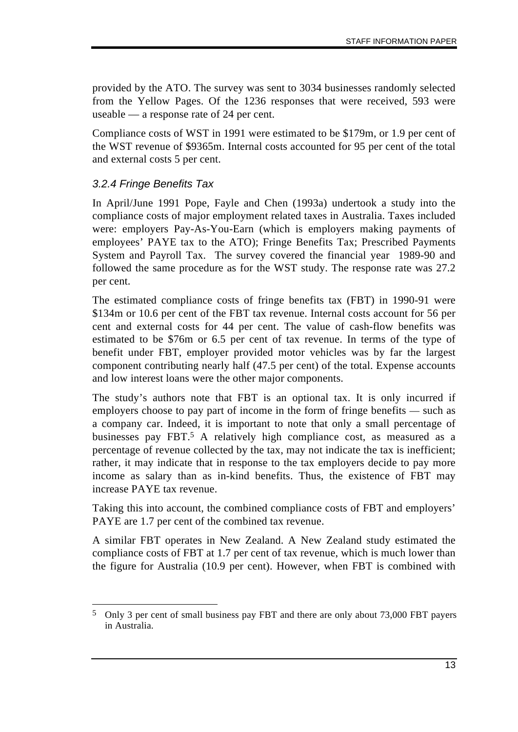provided by the ATO. The survey was sent to 3034 businesses randomly selected from the Yellow Pages. Of the 1236 responses that were received, 593 were useable — a response rate of 24 per cent.

Compliance costs of WST in 1991 were estimated to be $179m, or 1.9 per cent of the WST revenue of $9365m. Internal costs accounted for 95 per cent of the total and external costs 5 per cent.

### *3.2.4 Fringe Benefits Tax*

In April/June 1991 Pope, Fayle and Chen (1993a) undertook a study into the compliance costs of major employment related taxes in Australia. Taxes included were: employers Pay-As-You-Earn (which is employers making payments of employees' PAYE tax to the ATO); Fringe Benefits Tax; Prescribed Payments System and Payroll Tax. The survey covered the financial year 1989-90 and followed the same procedure as for the WST study. The response rate was 27.2 per cent.

The estimated compliance costs of fringe benefits tax (FBT) in 1990-91 were $134m or 10.6 per cent of the FBT tax revenue. Internal costs account for 56 per cent and external costs for 44 per cent. The value of cash-flow benefits was estimated to be $76m or 6.5 per cent of tax revenue. In terms of the type of benefit under FBT, employer provided motor vehicles was by far the largest component contributing nearly half (47.5 per cent) of the total. Expense accounts and low interest loans were the other major components.

The study's authors note that FBT is an optional tax. It is only incurred if employers choose to pay part of income in the form of fringe benefits — such as a company car. Indeed, it is important to note that only a small percentage of businesses pay FBT.[5] A relatively high compliance cost, as measured as a percentage of revenue collected by the tax, may not indicate the tax is inefficient; rather, it may indicate that in response to the tax employers decide to pay more income as salary than as in-kind benefits. Thus, the existence of FBT may increase PAYE tax revenue.

Taking this into account, the combined compliance costs of FBT and employers' PAYE are 1.7 per cent of the combined tax revenue.

A similar FBT operates in New Zealand. A New Zealand study estimated the compliance costs of FBT at 1.7 per cent of tax revenue, which is much lower than the figure for Australia (10.9 per cent). However, when FBT is combined with

---

[5] Only 3 per cent of small business pay FBT and there are only about 73,000 FBT payers in Australia.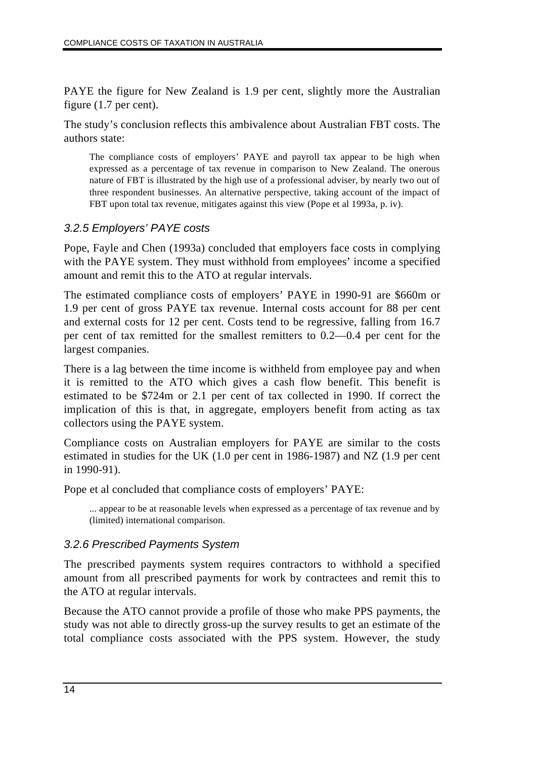PAYE the figure for New Zealand is 1.9 per cent, slightly more the Australian figure (1.7 per cent).

The study's conclusion reflects this ambivalence about Australian FBT costs. The authors state:

> The compliance costs of employers' PAYE and payroll tax appear to be high when expressed as a percentage of tax revenue in comparison to New Zealand. The onerous nature of FBT is illustrated by the high use of a professional adviser, by nearly two out of three respondent businesses. An alternative perspective, taking account of the impact of FBT upon total tax revenue, mitigates against this view (Pope et al 1993a, p. iv).

### *3.2.5 Employers' PAYE costs*

Pope, Fayle and Chen (1993a) concluded that employers face costs in complying with the PAYE system. They must withhold from employees' income a specified amount and remit this to the ATO at regular intervals.

The estimated compliance costs of employers' PAYE in 1990-91 are $660m or 1.9 per cent of gross PAYE tax revenue. Internal costs account for 88 per cent and external costs for 12 per cent. Costs tend to be regressive, falling from 16.7 per cent of tax remitted for the smallest remitters to 0.2—0.4 per cent for the largest companies.

There is a lag between the time income is withheld from employee pay and when it is remitted to the ATO which gives a cash flow benefit. This benefit is estimated to be $724m or 2.1 per cent of tax collected in 1990. If correct the implication of this is that, in aggregate, employers benefit from acting as tax collectors using the PAYE system.

Compliance costs on Australian employers for PAYE are similar to the costs estimated in studies for the UK (1.0 per cent in 1986-1987) and NZ (1.9 per cent in 1990-91).

Pope et al concluded that compliance costs of employers' PAYE:

> ... appear to be at reasonable levels when expressed as a percentage of tax revenue and by (limited) international comparison.

### *3.2.6 Prescribed Payments System*

The prescribed payments system requires contractors to withhold a specified amount from all prescribed payments for work by contractees and remit this to the ATO at regular intervals.

Because the ATO cannot provide a profile of those who make PPS payments, the study was not able to directly gross-up the survey results to get an estimate of the total compliance costs associated with the PPS system. However, the study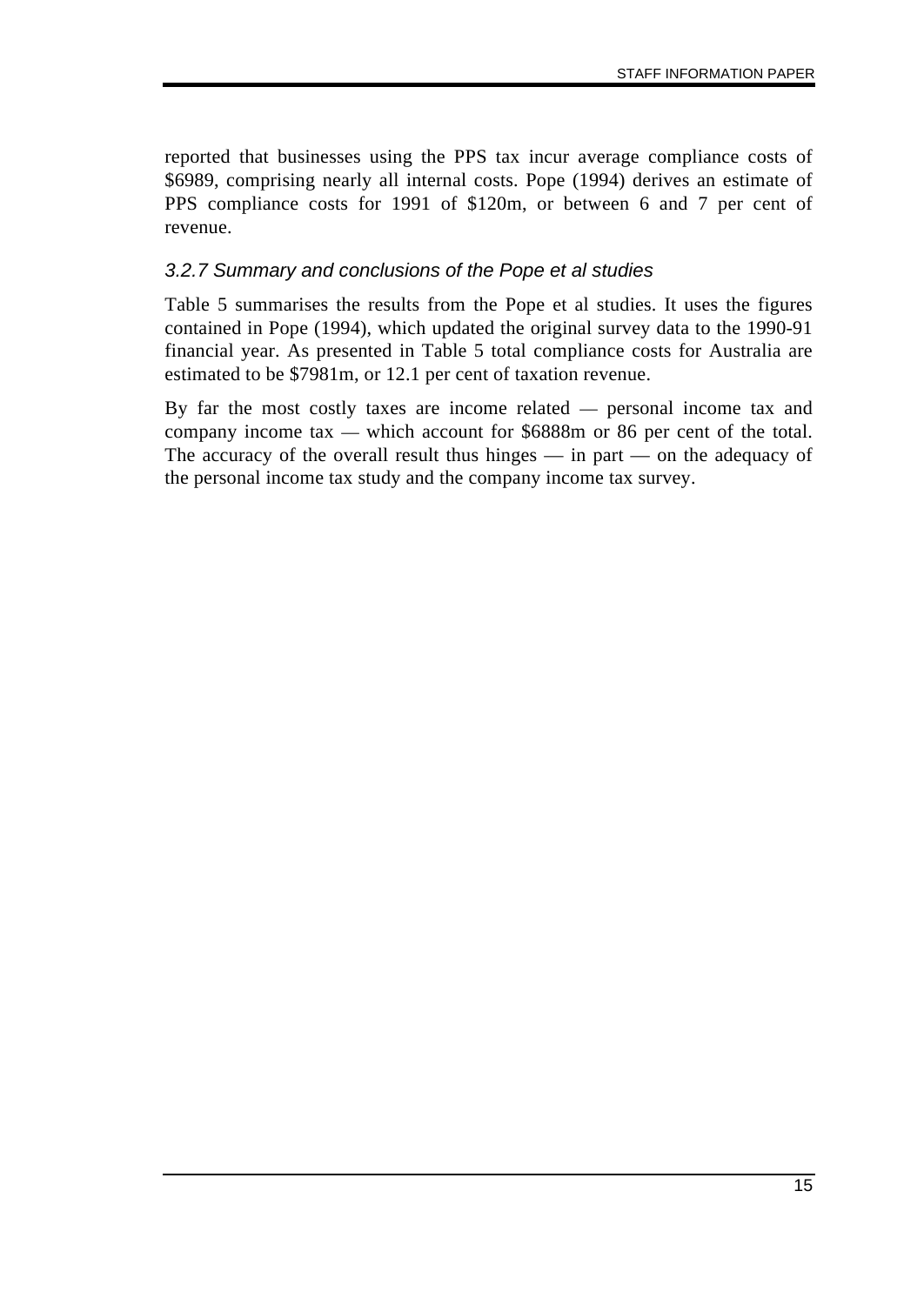reported that businesses using the PPS tax incur average compliance costs of $6989, comprising nearly all internal costs. Pope (1994) derives an estimate of PPS compliance costs for 1991 of $120m, or between 6 and 7 per cent of revenue.

### *3.2.7 Summary and conclusions of the Pope et al studies*

Table 5 summarises the results from the Pope et al studies. It uses the figures contained in Pope (1994), which updated the original survey data to the 1990-91 financial year. As presented in Table 5 total compliance costs for Australia are estimated to be $7981m, or 12.1 per cent of taxation revenue.

By far the most costly taxes are income related — personal income tax and company income tax — which account for $6888m or 86 per cent of the total. The accuracy of the overall result thus hinges — in part — on the adequacy of the personal income tax study and the company income tax survey.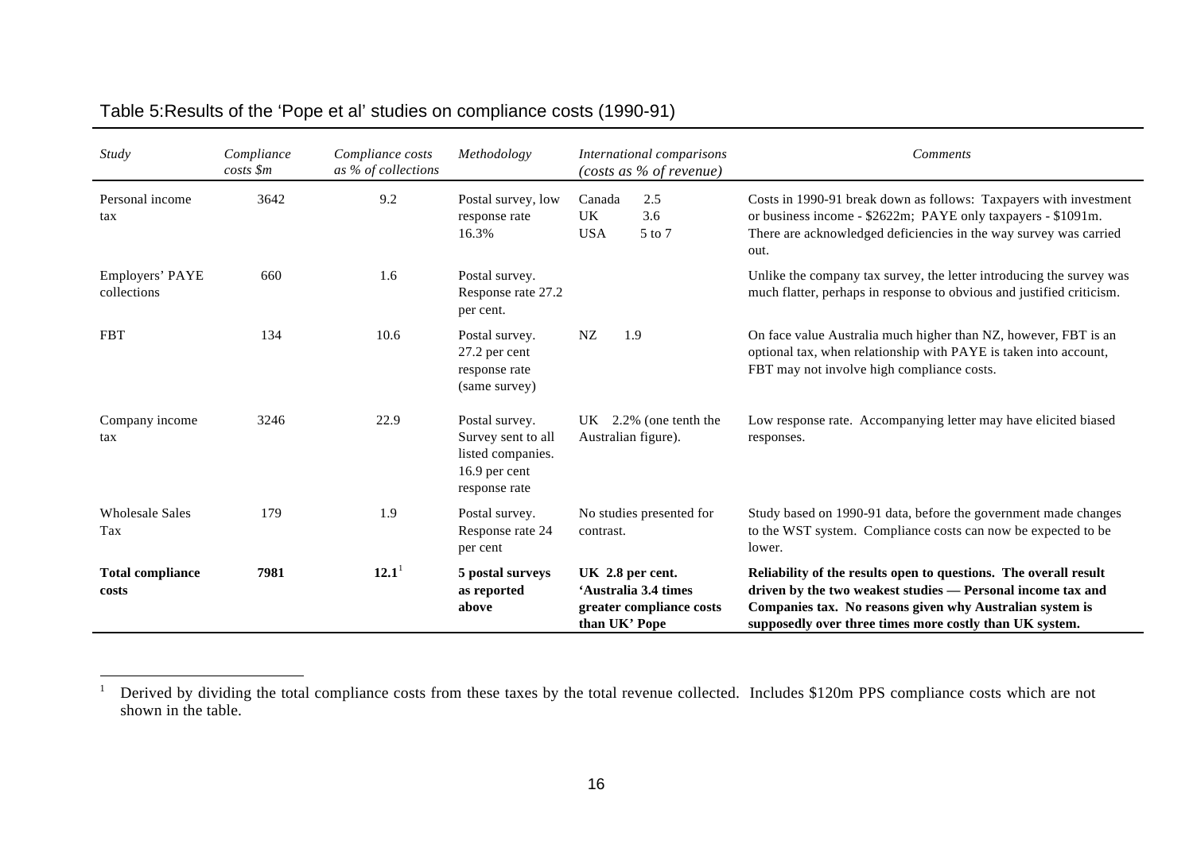Table 5:Results of the 'Pope et al' studies on compliance costs (1990-91)

| *Study* | *Compliance costs $m* | *Compliance costs as % of collections* | *Methodology* | *International comparisons (costs as % of revenue)* | *Comments* |
|---|---|---|---|---|---|
| Personal income tax | 3642 | 9.2 | Postal survey, low response rate 16.3% | Canada 2.5<br>UK 3.6<br>USA 5 to 7 | Costs in 1990-91 break down as follows: Taxpayers with investment or business income - $2622m; PAYE only taxpayers - $1091m. There are acknowledged deficiencies in the way survey was carried out. |
| Employers' PAYE collections | 660 | 1.6 | Postal survey. Response rate 27.2 per cent. | | Unlike the company tax survey, the letter introducing the survey was much flatter, perhaps in response to obvious and justified criticism. |
| FBT | 134 | 10.6 | Postal survey. 27.2 per cent response rate (same survey) | NZ 1.9 | On face value Australia much higher than NZ, however, FBT is an optional tax, when relationship with PAYE is taken into account, FBT may not involve high compliance costs. |
| Company income tax | 3246 | 22.9 | Postal survey. Survey sent to all listed companies. 16.9 per cent response rate | UK 2.2% (one tenth the Australian figure). | Low response rate. Accompanying letter may have elicited biased responses. |
| Wholesale Sales Tax | 179 | 1.9 | Postal survey. Response rate 24 per cent | No studies presented for contrast. | Study based on 1990-91 data, before the government made changes to the WST system. Compliance costs can now be expected to be lower. |
| **Total compliance costs** | **7981** | **12.1**[1] | **5 postal surveys as reported above** | **UK 2.8 per cent. 'Australia 3.4 times greater compliance costs than UK' Pope** | **Reliability of the results open to questions. The overall result driven by the two weakest studies — Personal income tax and Companies tax. No reasons given why Australian system is supposedly over three times more costly than UK system.** |

[1] Derived by dividing the total compliance costs from these taxes by the total revenue collected. Includes $120m PPS compliance costs which are not shown in the table.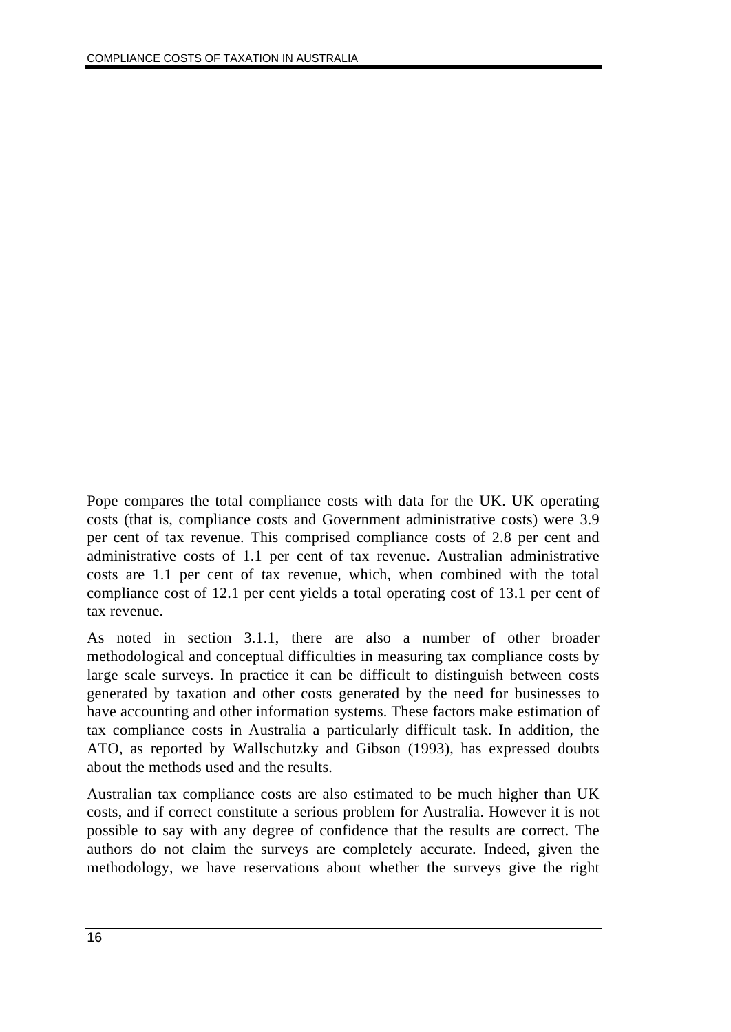Pope compares the total compliance costs with data for the UK. UK operating costs (that is, compliance costs and Government administrative costs) were 3.9 per cent of tax revenue. This comprised compliance costs of 2.8 per cent and administrative costs of 1.1 per cent of tax revenue. Australian administrative costs are 1.1 per cent of tax revenue, which, when combined with the total compliance cost of 12.1 per cent yields a total operating cost of 13.1 per cent of tax revenue.

As noted in section 3.1.1, there are also a number of other broader methodological and conceptual difficulties in measuring tax compliance costs by large scale surveys. In practice it can be difficult to distinguish between costs generated by taxation and other costs generated by the need for businesses to have accounting and other information systems. These factors make estimation of tax compliance costs in Australia a particularly difficult task. In addition, the ATO, as reported by Wallschutzky and Gibson (1993), has expressed doubts about the methods used and the results.

Australian tax compliance costs are also estimated to be much higher than UK costs, and if correct constitute a serious problem for Australia. However it is not possible to say with any degree of confidence that the results are correct. The authors do not claim the surveys are completely accurate. Indeed, given the methodology, we have reservations about whether the surveys give the right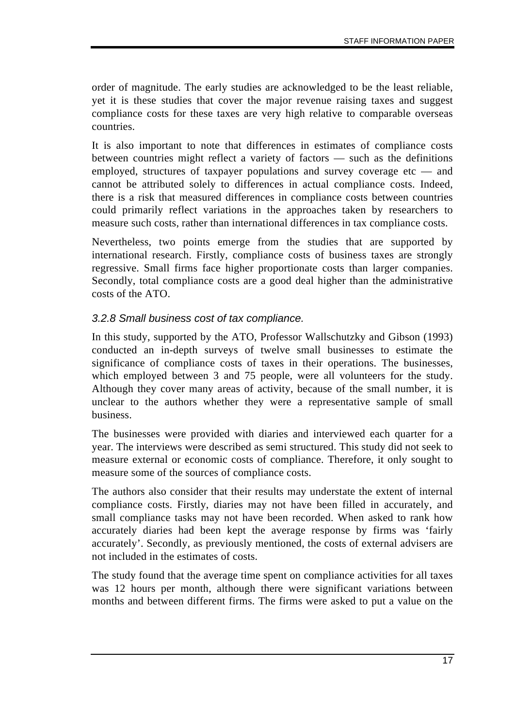order of magnitude. The early studies are acknowledged to be the least reliable, yet it is these studies that cover the major revenue raising taxes and suggest compliance costs for these taxes are very high relative to comparable overseas countries.

It is also important to note that differences in estimates of compliance costs between countries might reflect a variety of factors — such as the definitions employed, structures of taxpayer populations and survey coverage etc — and cannot be attributed solely to differences in actual compliance costs. Indeed, there is a risk that measured differences in compliance costs between countries could primarily reflect variations in the approaches taken by researchers to measure such costs, rather than international differences in tax compliance costs.

Nevertheless, two points emerge from the studies that are supported by international research. Firstly, compliance costs of business taxes are strongly regressive. Small firms face higher proportionate costs than larger companies. Secondly, total compliance costs are a good deal higher than the administrative costs of the ATO.

### *3.2.8 Small business cost of tax compliance.*

In this study, supported by the ATO, Professor Wallschutzky and Gibson (1993) conducted an in-depth surveys of twelve small businesses to estimate the significance of compliance costs of taxes in their operations. The businesses, which employed between 3 and 75 people, were all volunteers for the study. Although they cover many areas of activity, because of the small number, it is unclear to the authors whether they were a representative sample of small business.

The businesses were provided with diaries and interviewed each quarter for a year. The interviews were described as semi structured. This study did not seek to measure external or economic costs of compliance. Therefore, it only sought to measure some of the sources of compliance costs.

The authors also consider that their results may understate the extent of internal compliance costs. Firstly, diaries may not have been filled in accurately, and small compliance tasks may not have been recorded. When asked to rank how accurately diaries had been kept the average response by firms was 'fairly accurately'. Secondly, as previously mentioned, the costs of external advisers are not included in the estimates of costs.

The study found that the average time spent on compliance activities for all taxes was 12 hours per month, although there were significant variations between months and between different firms. The firms were asked to put a value on the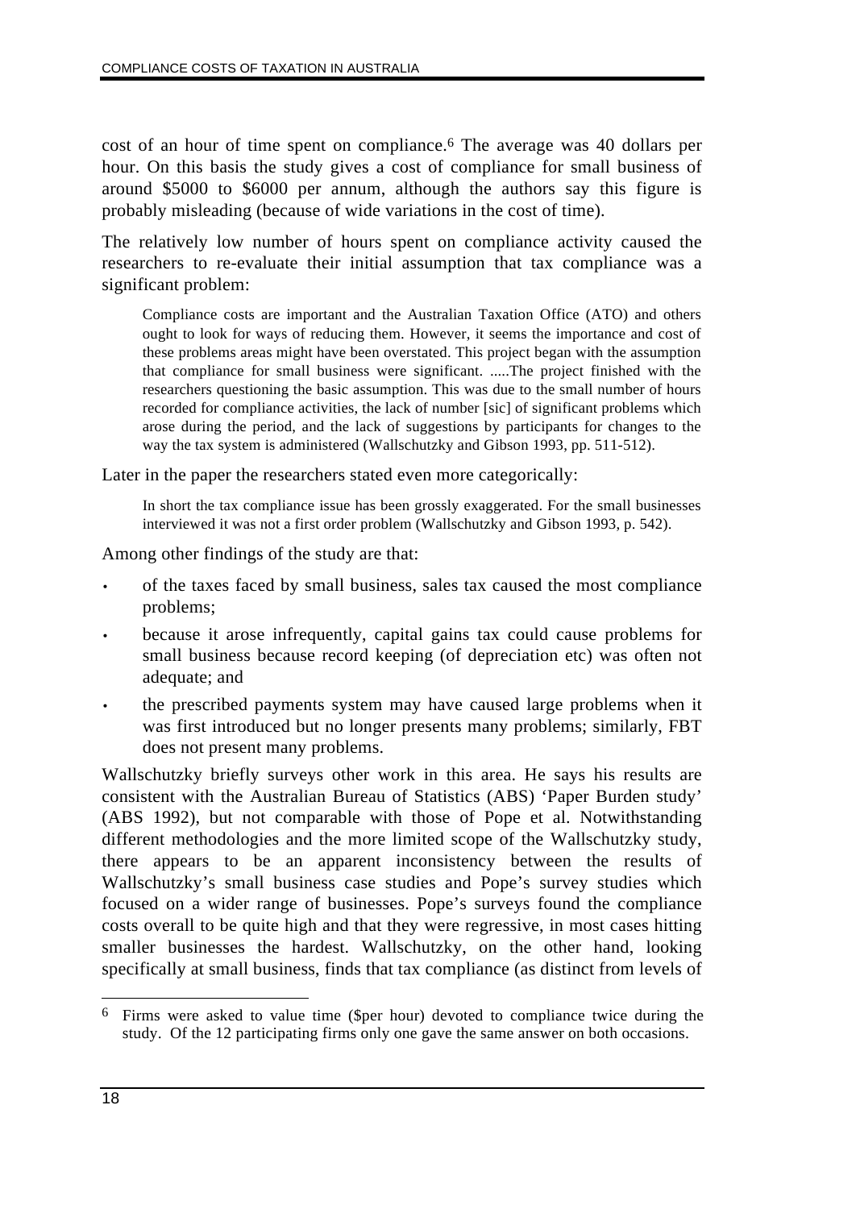cost of an hour of time spent on compliance.[6] The average was 40 dollars per hour. On this basis the study gives a cost of compliance for small business of around $5000 to $6000 per annum, although the authors say this figure is probably misleading (because of wide variations in the cost of time).

The relatively low number of hours spent on compliance activity caused the researchers to re-evaluate their initial assumption that tax compliance was a significant problem:

> Compliance costs are important and the Australian Taxation Office (ATO) and others ought to look for ways of reducing them. However, it seems the importance and cost of these problems areas might have been overstated. This project began with the assumption that compliance for small business were significant. .....The project finished with the researchers questioning the basic assumption. This was due to the small number of hours recorded for compliance activities, the lack of number [sic] of significant problems which arose during the period, and the lack of suggestions by participants for changes to the way the tax system is administered (Wallschutzky and Gibson 1993, pp. 511-512).

Later in the paper the researchers stated even more categorically:

> In short the tax compliance issue has been grossly exaggerated. For the small businesses interviewed it was not a first order problem (Wallschutzky and Gibson 1993, p. 542).

Among other findings of the study are that:

- of the taxes faced by small business, sales tax caused the most compliance problems;
- because it arose infrequently, capital gains tax could cause problems for small business because record keeping (of depreciation etc) was often not adequate; and
- the prescribed payments system may have caused large problems when it was first introduced but no longer presents many problems; similarly, FBT does not present many problems.

Wallschutzky briefly surveys other work in this area. He says his results are consistent with the Australian Bureau of Statistics (ABS) 'Paper Burden study' (ABS 1992), but not comparable with those of Pope et al. Notwithstanding different methodologies and the more limited scope of the Wallschutzky study, there appears to be an apparent inconsistency between the results of Wallschutzky's small business case studies and Pope's survey studies which focused on a wider range of businesses. Pope's surveys found the compliance costs overall to be quite high and that they were regressive, in most cases hitting smaller businesses the hardest. Wallschutzky, on the other hand, looking specifically at small business, finds that tax compliance (as distinct from levels of

---

[6] Firms were asked to value time ($per hour) devoted to compliance twice during the study. Of the 12 participating firms only one gave the same answer on both occasions.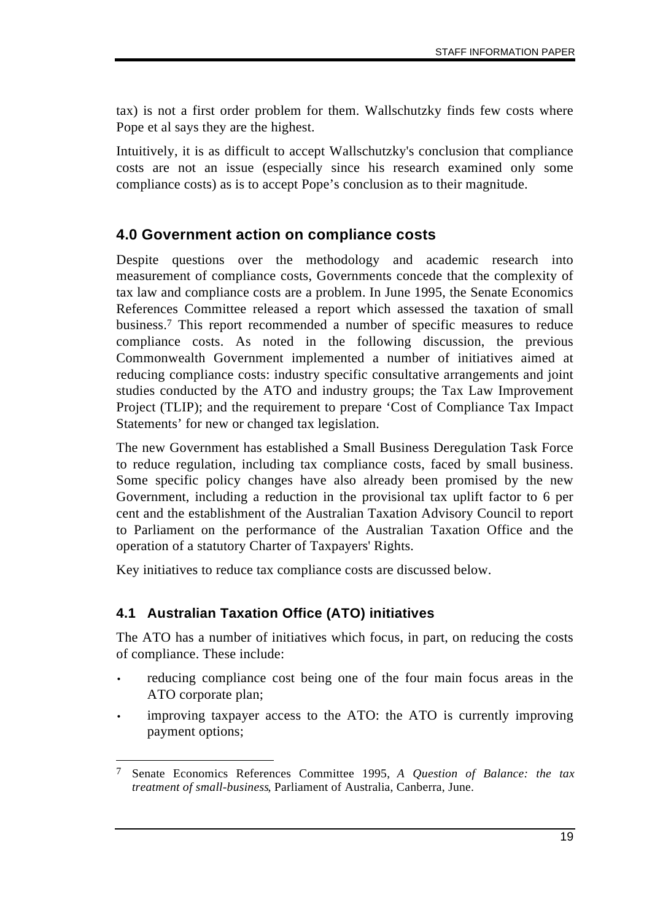tax) is not a first order problem for them. Wallschutzky finds few costs where Pope et al says they are the highest.

Intuitively, it is as difficult to accept Wallschutzky's conclusion that compliance costs are not an issue (especially since his research examined only some compliance costs) as is to accept Pope's conclusion as to their magnitude.

## 4.0 Government action on compliance costs

Despite questions over the methodology and academic research into measurement of compliance costs, Governments concede that the complexity of tax law and compliance costs are a problem. In June 1995, the Senate Economics References Committee released a report which assessed the taxation of small business.[7] This report recommended a number of specific measures to reduce compliance costs. As noted in the following discussion, the previous Commonwealth Government implemented a number of initiatives aimed at reducing compliance costs: industry specific consultative arrangements and joint studies conducted by the ATO and industry groups; the Tax Law Improvement Project (TLIP); and the requirement to prepare 'Cost of Compliance Tax Impact Statements' for new or changed tax legislation.

The new Government has established a Small Business Deregulation Task Force to reduce regulation, including tax compliance costs, faced by small business. Some specific policy changes have also already been promised by the new Government, including a reduction in the provisional tax uplift factor to 6 per cent and the establishment of the Australian Taxation Advisory Council to report to Parliament on the performance of the Australian Taxation Office and the operation of a statutory Charter of Taxpayers' Rights.

Key initiatives to reduce tax compliance costs are discussed below.

### 4.1 Australian Taxation Office (ATO) initiatives

The ATO has a number of initiatives which focus, in part, on reducing the costs of compliance. These include:

- reducing compliance cost being one of the four main focus areas in the ATO corporate plan;
- improving taxpayer access to the ATO: the ATO is currently improving payment options;

---

[7] Senate Economics References Committee 1995, *A Question of Balance: the tax treatment of small-business*, Parliament of Australia, Canberra, June.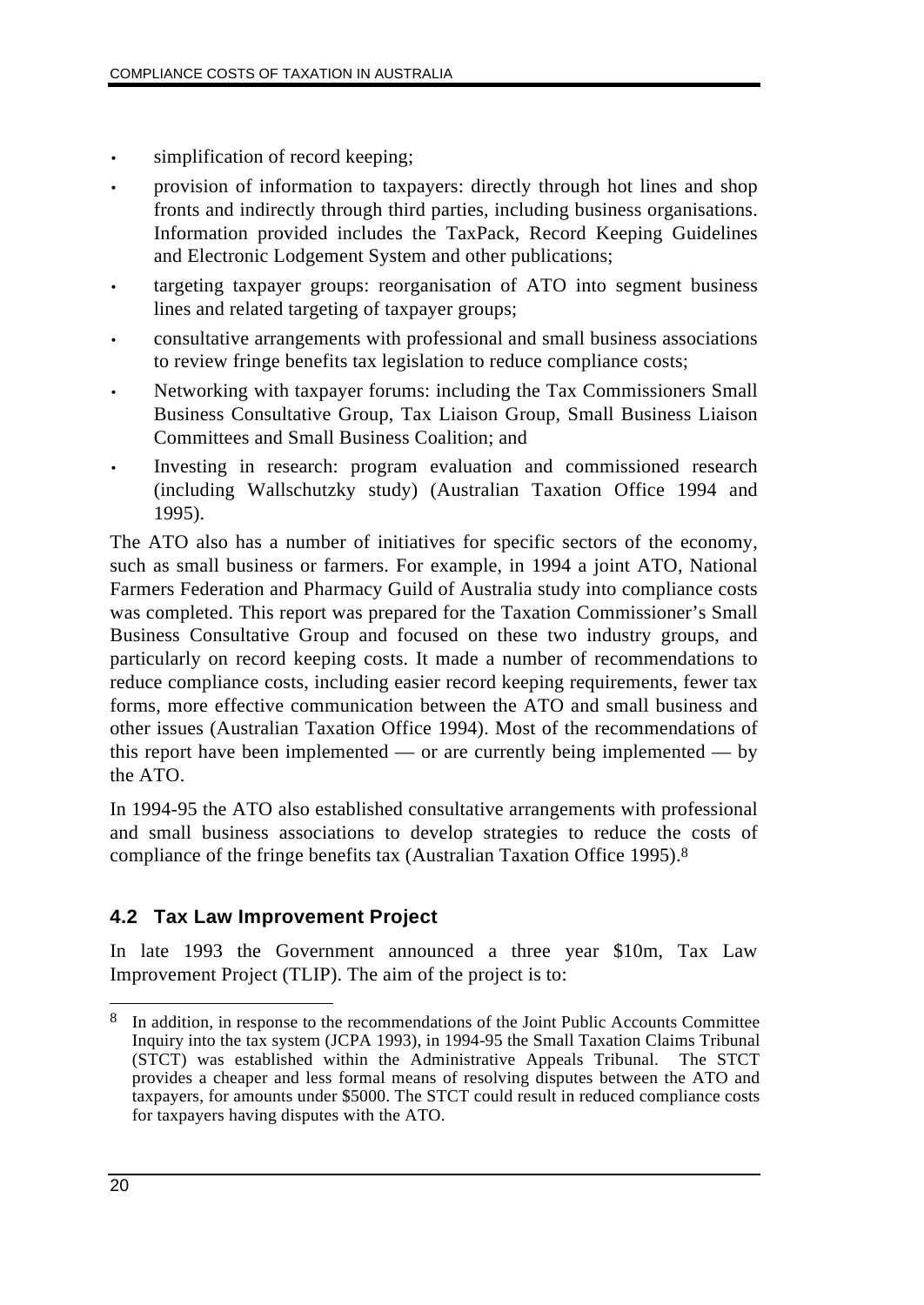- simplification of record keeping;
- provision of information to taxpayers: directly through hot lines and shop fronts and indirectly through third parties, including business organisations. Information provided includes the TaxPack, Record Keeping Guidelines and Electronic Lodgement System and other publications;
- targeting taxpayer groups: reorganisation of ATO into segment business lines and related targeting of taxpayer groups;
- consultative arrangements with professional and small business associations to review fringe benefits tax legislation to reduce compliance costs;
- Networking with taxpayer forums: including the Tax Commissioners Small Business Consultative Group, Tax Liaison Group, Small Business Liaison Committees and Small Business Coalition; and
- Investing in research: program evaluation and commissioned research (including Wallschutzky study) (Australian Taxation Office 1994 and 1995).

The ATO also has a number of initiatives for specific sectors of the economy, such as small business or farmers. For example, in 1994 a joint ATO, National Farmers Federation and Pharmacy Guild of Australia study into compliance costs was completed. This report was prepared for the Taxation Commissioner's Small Business Consultative Group and focused on these two industry groups, and particularly on record keeping costs. It made a number of recommendations to reduce compliance costs, including easier record keeping requirements, fewer tax forms, more effective communication between the ATO and small business and other issues (Australian Taxation Office 1994). Most of the recommendations of this report have been implemented — or are currently being implemented — by the ATO.

In 1994-95 the ATO also established consultative arrangements with professional and small business associations to develop strategies to reduce the costs of compliance of the fringe benefits tax (Australian Taxation Office 1995).[8]

## 4.2 Tax Law Improvement Project

In late 1993 the Government announced a three year $10m, Tax Law Improvement Project (TLIP). The aim of the project is to:

---

[8] In addition, in response to the recommendations of the Joint Public Accounts Committee Inquiry into the tax system (JCPA 1993), in 1994-95 the Small Taxation Claims Tribunal (STCT) was established within the Administrative Appeals Tribunal. The STCT provides a cheaper and less formal means of resolving disputes between the ATO and taxpayers, for amounts under $5000. The STCT could result in reduced compliance costs for taxpayers having disputes with the ATO.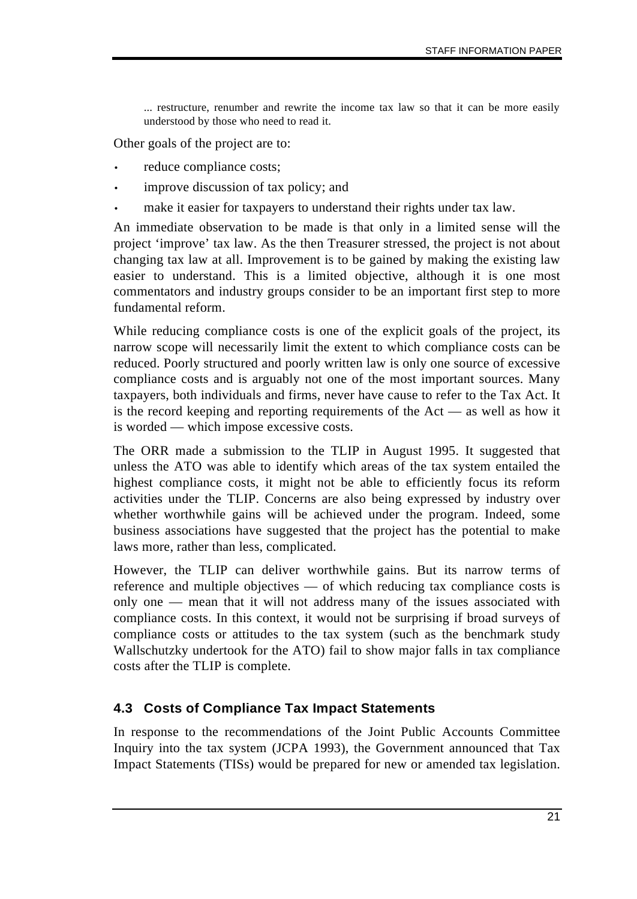> ... restructure, renumber and rewrite the income tax law so that it can be more easily understood by those who need to read it.

Other goals of the project are to:

- reduce compliance costs;
- improve discussion of tax policy; and
- make it easier for taxpayers to understand their rights under tax law.

An immediate observation to be made is that only in a limited sense will the project 'improve' tax law. As the then Treasurer stressed, the project is not about changing tax law at all. Improvement is to be gained by making the existing law easier to understand. This is a limited objective, although it is one most commentators and industry groups consider to be an important first step to more fundamental reform.

While reducing compliance costs is one of the explicit goals of the project, its narrow scope will necessarily limit the extent to which compliance costs can be reduced. Poorly structured and poorly written law is only one source of excessive compliance costs and is arguably not one of the most important sources. Many taxpayers, both individuals and firms, never have cause to refer to the Tax Act. It is the record keeping and reporting requirements of the Act — as well as how it is worded — which impose excessive costs.

The ORR made a submission to the TLIP in August 1995. It suggested that unless the ATO was able to identify which areas of the tax system entailed the highest compliance costs, it might not be able to efficiently focus its reform activities under the TLIP. Concerns are also being expressed by industry over whether worthwhile gains will be achieved under the program. Indeed, some business associations have suggested that the project has the potential to make laws more, rather than less, complicated.

However, the TLIP can deliver worthwhile gains. But its narrow terms of reference and multiple objectives — of which reducing tax compliance costs is only one — mean that it will not address many of the issues associated with compliance costs. In this context, it would not be surprising if broad surveys of compliance costs or attitudes to the tax system (such as the benchmark study Wallschutzky undertook for the ATO) fail to show major falls in tax compliance costs after the TLIP is complete.

### 4.3 Costs of Compliance Tax Impact Statements

In response to the recommendations of the Joint Public Accounts Committee Inquiry into the tax system (JCPA 1993), the Government announced that Tax Impact Statements (TISs) would be prepared for new or amended tax legislation.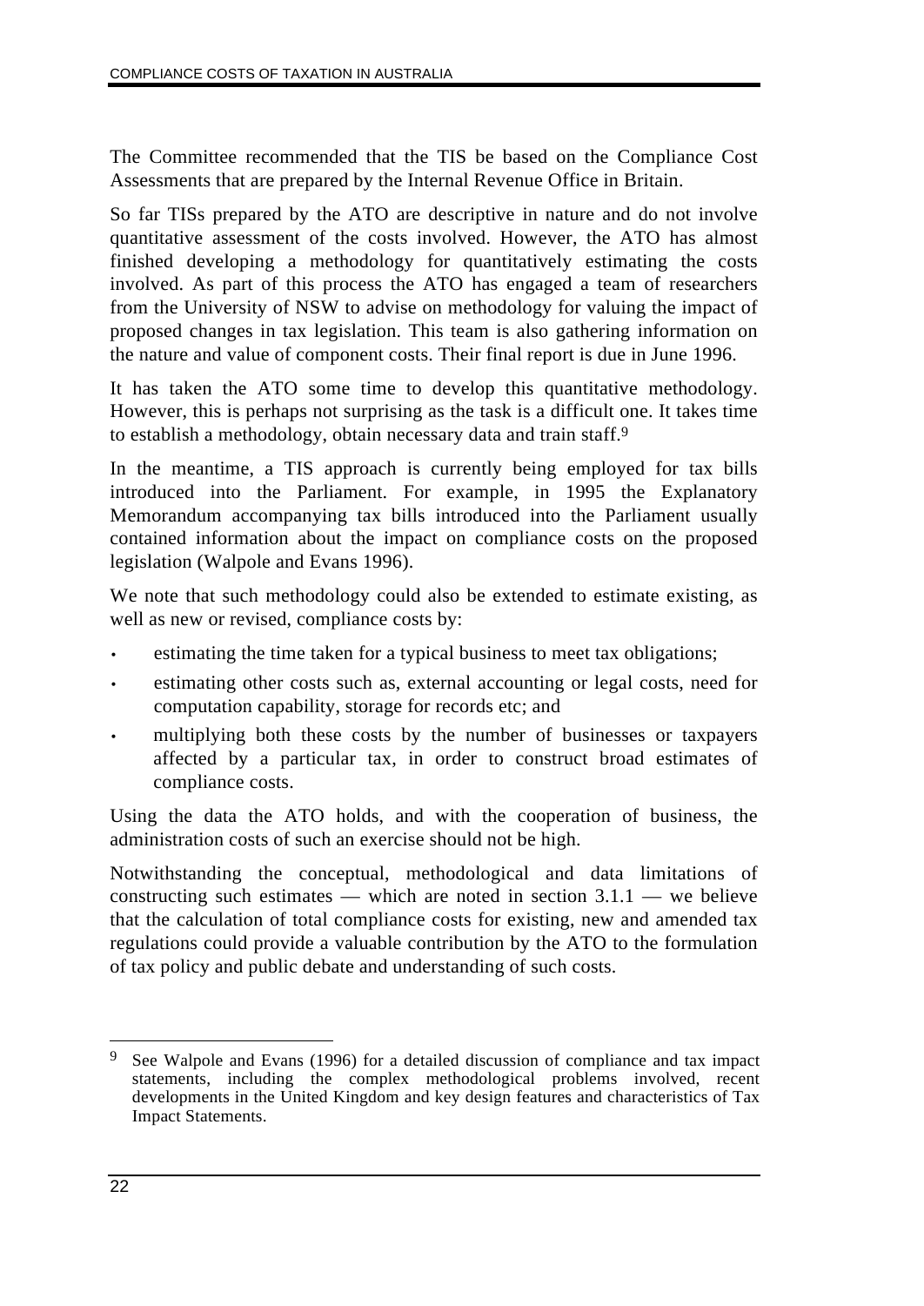The Committee recommended that the TIS be based on the Compliance Cost Assessments that are prepared by the Internal Revenue Office in Britain.

So far TISs prepared by the ATO are descriptive in nature and do not involve quantitative assessment of the costs involved. However, the ATO has almost finished developing a methodology for quantitatively estimating the costs involved. As part of this process the ATO has engaged a team of researchers from the University of NSW to advise on methodology for valuing the impact of proposed changes in tax legislation. This team is also gathering information on the nature and value of component costs. Their final report is due in June 1996.

It has taken the ATO some time to develop this quantitative methodology. However, this is perhaps not surprising as the task is a difficult one. It takes time to establish a methodology, obtain necessary data and train staff.[9]

In the meantime, a TIS approach is currently being employed for tax bills introduced into the Parliament. For example, in 1995 the Explanatory Memorandum accompanying tax bills introduced into the Parliament usually contained information about the impact on compliance costs on the proposed legislation (Walpole and Evans 1996).

We note that such methodology could also be extended to estimate existing, as well as new or revised, compliance costs by:

- estimating the time taken for a typical business to meet tax obligations;
- estimating other costs such as, external accounting or legal costs, need for computation capability, storage for records etc; and
- multiplying both these costs by the number of businesses or taxpayers affected by a particular tax, in order to construct broad estimates of compliance costs.

Using the data the ATO holds, and with the cooperation of business, the administration costs of such an exercise should not be high.

Notwithstanding the conceptual, methodological and data limitations of constructing such estimates — which are noted in section 3.1.1 — we believe that the calculation of total compliance costs for existing, new and amended tax regulations could provide a valuable contribution by the ATO to the formulation of tax policy and public debate and understanding of such costs.

---

[9] See Walpole and Evans (1996) for a detailed discussion of compliance and tax impact statements, including the complex methodological problems involved, recent developments in the United Kingdom and key design features and characteristics of Tax Impact Statements.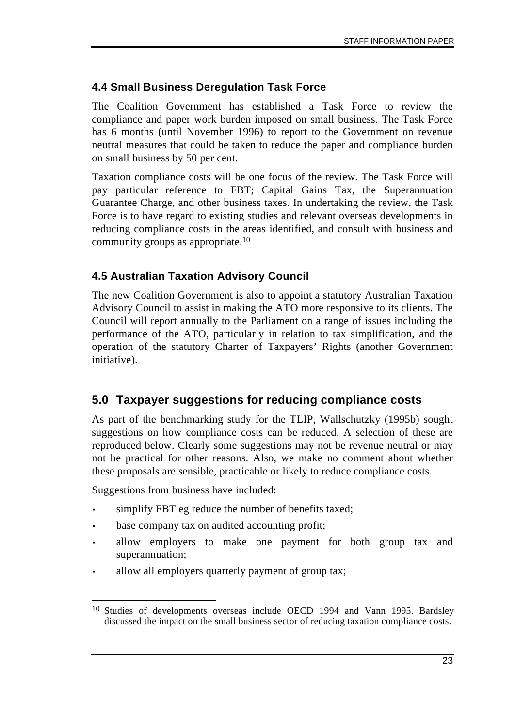### 4.4 Small Business Deregulation Task Force

The Coalition Government has established a Task Force to review the compliance and paper work burden imposed on small business. The Task Force has 6 months (until November 1996) to report to the Government on revenue neutral measures that could be taken to reduce the paper and compliance burden on small business by 50 per cent.

Taxation compliance costs will be one focus of the review. The Task Force will pay particular reference to FBT; Capital Gains Tax, the Superannuation Guarantee Charge, and other business taxes. In undertaking the review, the Task Force is to have regard to existing studies and relevant overseas developments in reducing compliance costs in the areas identified, and consult with business and community groups as appropriate.[10]

### 4.5 Australian Taxation Advisory Council

The new Coalition Government is also to appoint a statutory Australian Taxation Advisory Council to assist in making the ATO more responsive to its clients. The Council will report annually to the Parliament on a range of issues including the performance of the ATO, particularly in relation to tax simplification, and the operation of the statutory Charter of Taxpayers' Rights (another Government initiative).

## 5.0 Taxpayer suggestions for reducing compliance costs

As part of the benchmarking study for the TLIP, Wallschutzky (1995b) sought suggestions on how compliance costs can be reduced. A selection of these are reproduced below. Clearly some suggestions may not be revenue neutral or may not be practical for other reasons. Also, we make no comment about whether these proposals are sensible, practicable or likely to reduce compliance costs.

Suggestions from business have included:

- simplify FBT eg reduce the number of benefits taxed;
- base company tax on audited accounting profit;
- allow employers to make one payment for both group tax and superannuation;
- allow all employers quarterly payment of group tax;

[10] Studies of developments overseas include OECD 1994 and Vann 1995. Bardsley discussed the impact on the small business sector of reducing taxation compliance costs.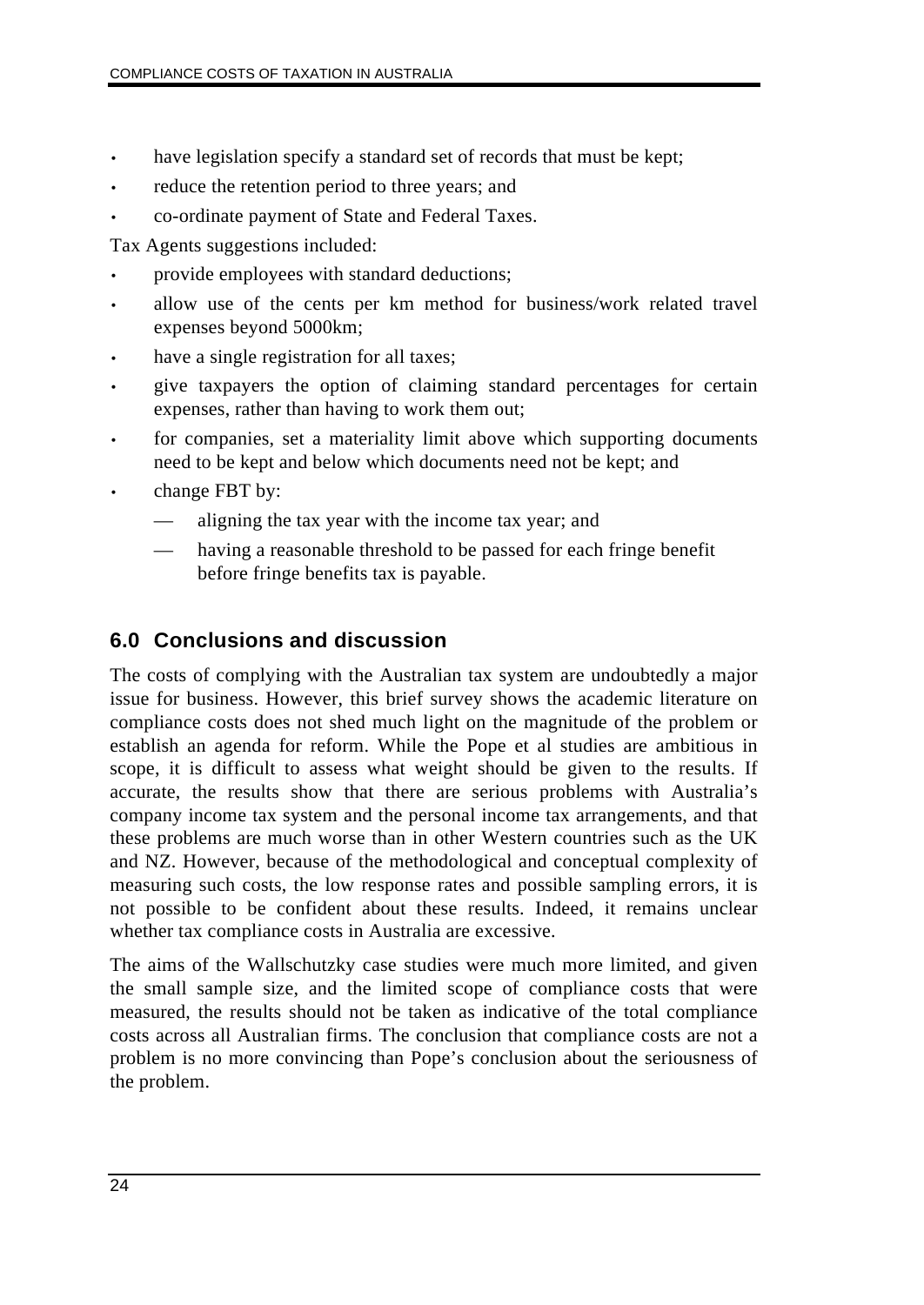- have legislation specify a standard set of records that must be kept;
- reduce the retention period to three years; and
- co-ordinate payment of State and Federal Taxes.

Tax Agents suggestions included:

- provide employees with standard deductions;
- allow use of the cents per km method for business/work related travel expenses beyond 5000km;
- have a single registration for all taxes;
- give taxpayers the option of claiming standard percentages for certain expenses, rather than having to work them out;
- for companies, set a materiality limit above which supporting documents need to be kept and below which documents need not be kept; and
- change FBT by:
  - aligning the tax year with the income tax year; and
  - having a reasonable threshold to be passed for each fringe benefit before fringe benefits tax is payable.

## 6.0 Conclusions and discussion

The costs of complying with the Australian tax system are undoubtedly a major issue for business. However, this brief survey shows the academic literature on compliance costs does not shed much light on the magnitude of the problem or establish an agenda for reform. While the Pope et al studies are ambitious in scope, it is difficult to assess what weight should be given to the results. If accurate, the results show that there are serious problems with Australia's company income tax system and the personal income tax arrangements, and that these problems are much worse than in other Western countries such as the UK and NZ. However, because of the methodological and conceptual complexity of measuring such costs, the low response rates and possible sampling errors, it is not possible to be confident about these results. Indeed, it remains unclear whether tax compliance costs in Australia are excessive.

The aims of the Wallschutzky case studies were much more limited, and given the small sample size, and the limited scope of compliance costs that were measured, the results should not be taken as indicative of the total compliance costs across all Australian firms. The conclusion that compliance costs are not a problem is no more convincing than Pope's conclusion about the seriousness of the problem.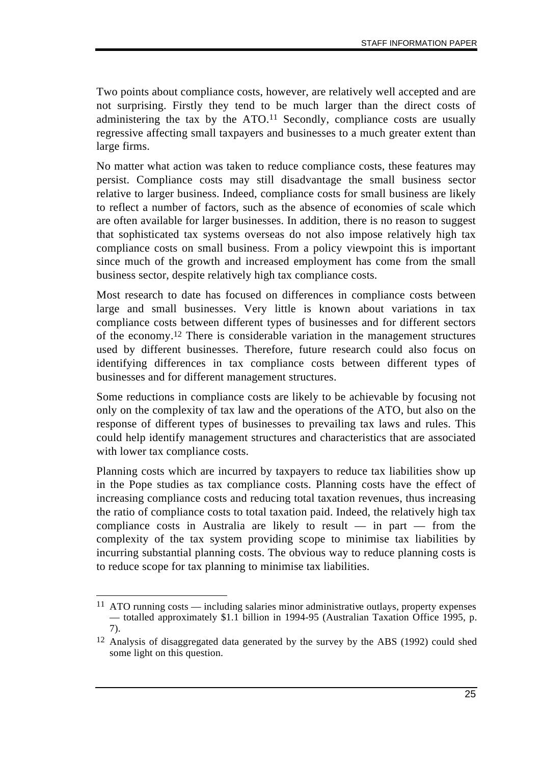Two points about compliance costs, however, are relatively well accepted and are not surprising. Firstly they tend to be much larger than the direct costs of administering the tax by the ATO.[11] Secondly, compliance costs are usually regressive affecting small taxpayers and businesses to a much greater extent than large firms.

No matter what action was taken to reduce compliance costs, these features may persist. Compliance costs may still disadvantage the small business sector relative to larger business. Indeed, compliance costs for small business are likely to reflect a number of factors, such as the absence of economies of scale which are often available for larger businesses. In addition, there is no reason to suggest that sophisticated tax systems overseas do not also impose relatively high tax compliance costs on small business. From a policy viewpoint this is important since much of the growth and increased employment has come from the small business sector, despite relatively high tax compliance costs.

Most research to date has focused on differences in compliance costs between large and small businesses. Very little is known about variations in tax compliance costs between different types of businesses and for different sectors of the economy.[12] There is considerable variation in the management structures used by different businesses. Therefore, future research could also focus on identifying differences in tax compliance costs between different types of businesses and for different management structures.

Some reductions in compliance costs are likely to be achievable by focusing not only on the complexity of tax law and the operations of the ATO, but also on the response of different types of businesses to prevailing tax laws and rules. This could help identify management structures and characteristics that are associated with lower tax compliance costs.

Planning costs which are incurred by taxpayers to reduce tax liabilities show up in the Pope studies as tax compliance costs. Planning costs have the effect of increasing compliance costs and reducing total taxation revenues, thus increasing the ratio of compliance costs to total taxation paid. Indeed, the relatively high tax compliance costs in Australia are likely to result — in part — from the complexity of the tax system providing scope to minimise tax liabilities by incurring substantial planning costs. The obvious way to reduce planning costs is to reduce scope for tax planning to minimise tax liabilities.

---

[11] ATO running costs — including salaries minor administrative outlays, property expenses — totalled approximately $1.1 billion in 1994-95 (Australian Taxation Office 1995, p. 7).

[12] Analysis of disaggregated data generated by the survey by the ABS (1992) could shed some light on this question.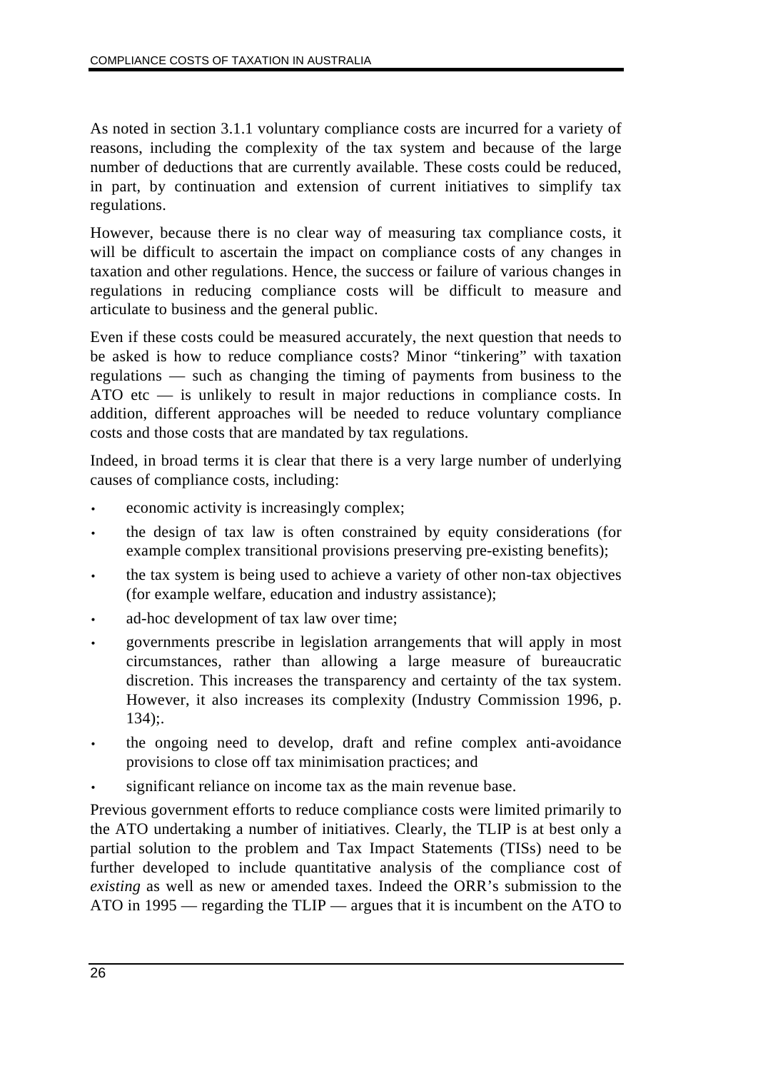As noted in section 3.1.1 voluntary compliance costs are incurred for a variety of reasons, including the complexity of the tax system and because of the large number of deductions that are currently available. These costs could be reduced, in part, by continuation and extension of current initiatives to simplify tax regulations.

However, because there is no clear way of measuring tax compliance costs, it will be difficult to ascertain the impact on compliance costs of any changes in taxation and other regulations. Hence, the success or failure of various changes in regulations in reducing compliance costs will be difficult to measure and articulate to business and the general public.

Even if these costs could be measured accurately, the next question that needs to be asked is how to reduce compliance costs? Minor "tinkering" with taxation regulations — such as changing the timing of payments from business to the ATO etc — is unlikely to result in major reductions in compliance costs. In addition, different approaches will be needed to reduce voluntary compliance costs and those costs that are mandated by tax regulations.

Indeed, in broad terms it is clear that there is a very large number of underlying causes of compliance costs, including:

- economic activity is increasingly complex;
- the design of tax law is often constrained by equity considerations (for example complex transitional provisions preserving pre-existing benefits);
- the tax system is being used to achieve a variety of other non-tax objectives (for example welfare, education and industry assistance);
- ad-hoc development of tax law over time;
- governments prescribe in legislation arrangements that will apply in most circumstances, rather than allowing a large measure of bureaucratic discretion. This increases the transparency and certainty of the tax system. However, it also increases its complexity (Industry Commission 1996, p. 134);.
- the ongoing need to develop, draft and refine complex anti-avoidance provisions to close off tax minimisation practices; and
- significant reliance on income tax as the main revenue base.

Previous government efforts to reduce compliance costs were limited primarily to the ATO undertaking a number of initiatives. Clearly, the TLIP is at best only a partial solution to the problem and Tax Impact Statements (TISs) need to be further developed to include quantitative analysis of the compliance cost of *existing* as well as new or amended taxes. Indeed the ORR's submission to the ATO in 1995 — regarding the TLIP — argues that it is incumbent on the ATO to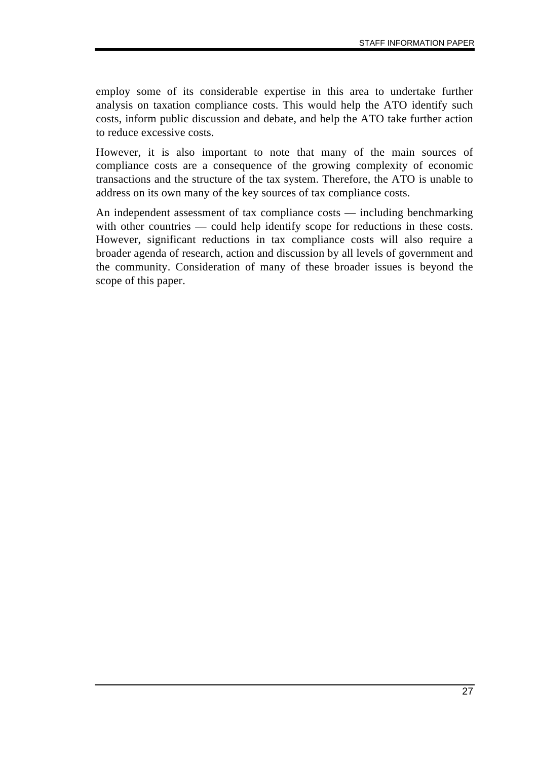employ some of its considerable expertise in this area to undertake further analysis on taxation compliance costs. This would help the ATO identify such costs, inform public discussion and debate, and help the ATO take further action to reduce excessive costs.

However, it is also important to note that many of the main sources of compliance costs are a consequence of the growing complexity of economic transactions and the structure of the tax system. Therefore, the ATO is unable to address on its own many of the key sources of tax compliance costs.

An independent assessment of tax compliance costs — including benchmarking with other countries — could help identify scope for reductions in these costs. However, significant reductions in tax compliance costs will also require a broader agenda of research, action and discussion by all levels of government and the community. Consideration of many of these broader issues is beyond the scope of this paper.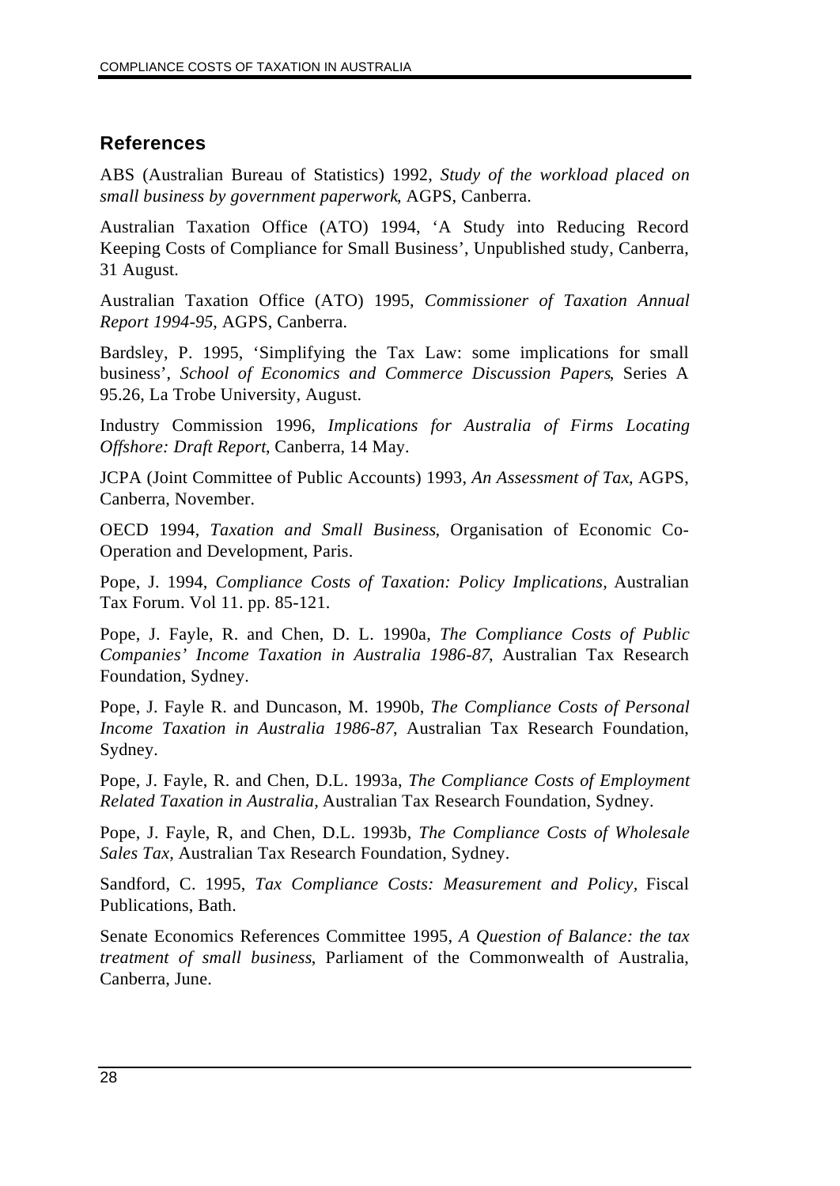## References

ABS (Australian Bureau of Statistics) 1992, *Study of the workload placed on small business by government paperwork*, AGPS, Canberra.

Australian Taxation Office (ATO) 1994, 'A Study into Reducing Record Keeping Costs of Compliance for Small Business', Unpublished study, Canberra, 31 August.

Australian Taxation Office (ATO) 1995, *Commissioner of Taxation Annual Report 1994-95*, AGPS, Canberra.

Bardsley, P. 1995, 'Simplifying the Tax Law: some implications for small business', *School of Economics and Commerce Discussion Papers*, Series A 95.26, La Trobe University, August.

Industry Commission 1996, *Implications for Australia of Firms Locating Offshore: Draft Report*, Canberra, 14 May.

JCPA (Joint Committee of Public Accounts) 1993, *An Assessment of Tax*, AGPS, Canberra, November.

OECD 1994, *Taxation and Small Business*, Organisation of Economic Co-Operation and Development, Paris.

Pope, J. 1994, *Compliance Costs of Taxation: Policy Implications,* Australian Tax Forum. Vol 11. pp. 85-121.

Pope, J. Fayle, R. and Chen, D. L. 1990a, *The Compliance Costs of Public Companies' Income Taxation in Australia 1986-87*, Australian Tax Research Foundation, Sydney.

Pope, J. Fayle R. and Duncason, M. 1990b, *The Compliance Costs of Personal Income Taxation in Australia 1986-87*, Australian Tax Research Foundation, Sydney.

Pope, J. Fayle, R. and Chen, D.L. 1993a, *The Compliance Costs of Employment Related Taxation in Australia*, Australian Tax Research Foundation, Sydney.

Pope, J. Fayle, R, and Chen, D.L. 1993b, *The Compliance Costs of Wholesale Sales Tax,* Australian Tax Research Foundation, Sydney.

Sandford, C. 1995, *Tax Compliance Costs: Measurement and Policy,* Fiscal Publications, Bath.

Senate Economics References Committee 1995, *A Question of Balance: the tax treatment of small business*, Parliament of the Commonwealth of Australia, Canberra, June.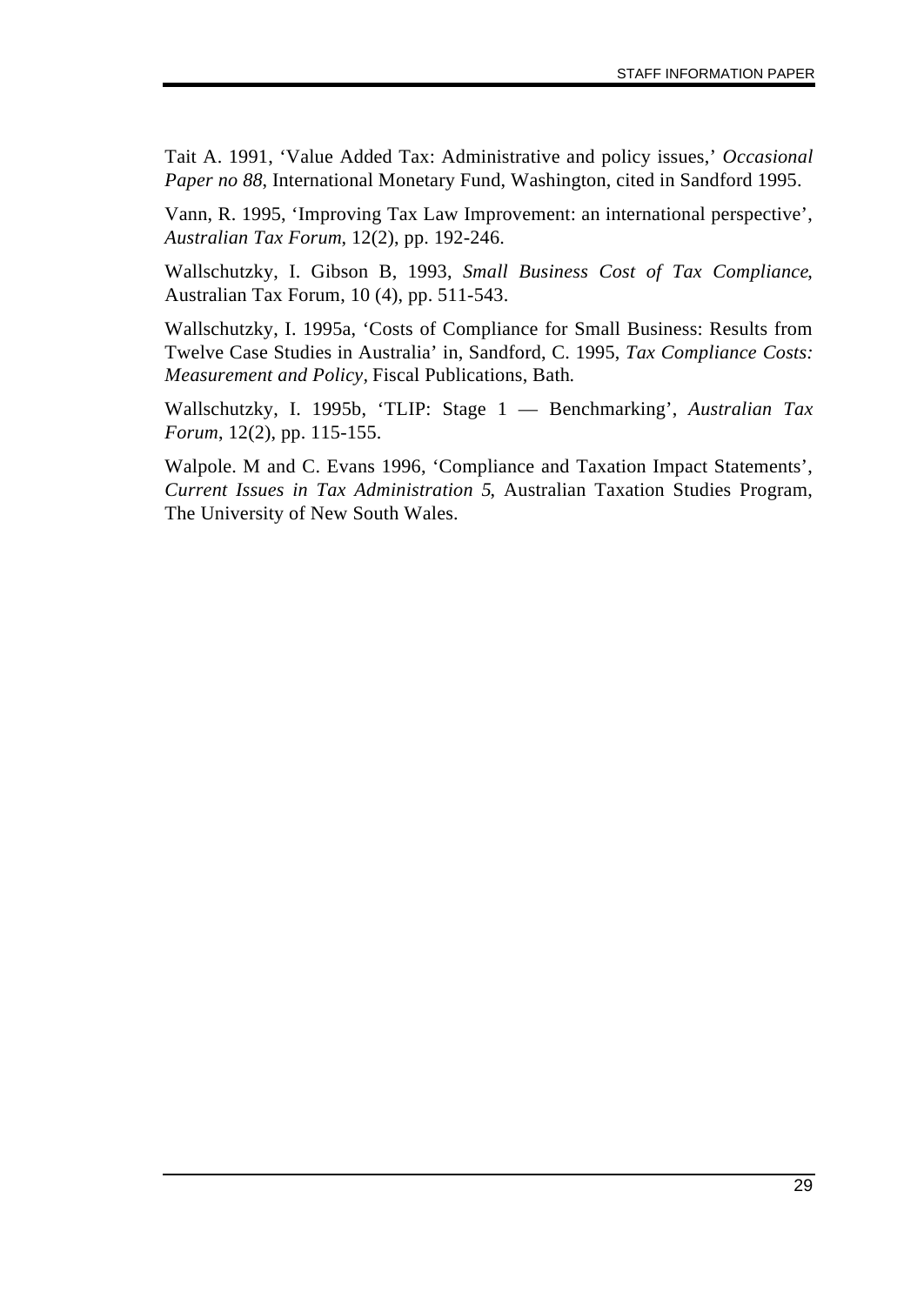Tait A. 1991, 'Value Added Tax: Administrative and policy issues,' *Occasional Paper no 88*, International Monetary Fund, Washington, cited in Sandford 1995.

Vann, R. 1995, 'Improving Tax Law Improvement: an international perspective', *Australian Tax Forum*, 12(2), pp. 192-246.

Wallschutzky, I. Gibson B, 1993, *Small Business Cost of Tax Compliance*, Australian Tax Forum, 10 (4), pp. 511-543.

Wallschutzky, I. 1995a, 'Costs of Compliance for Small Business: Results from Twelve Case Studies in Australia' in, Sandford, C. 1995, *Tax Compliance Costs: Measurement and Policy*, Fiscal Publications, Bath.

Wallschutzky, I. 1995b, 'TLIP: Stage 1 — Benchmarking', *Australian Tax Forum*, 12(2), pp. 115-155.

Walpole. M and C. Evans 1996, 'Compliance and Taxation Impact Statements', *Current Issues in Tax Administration 5*, Australian Taxation Studies Program, The University of New South Wales.